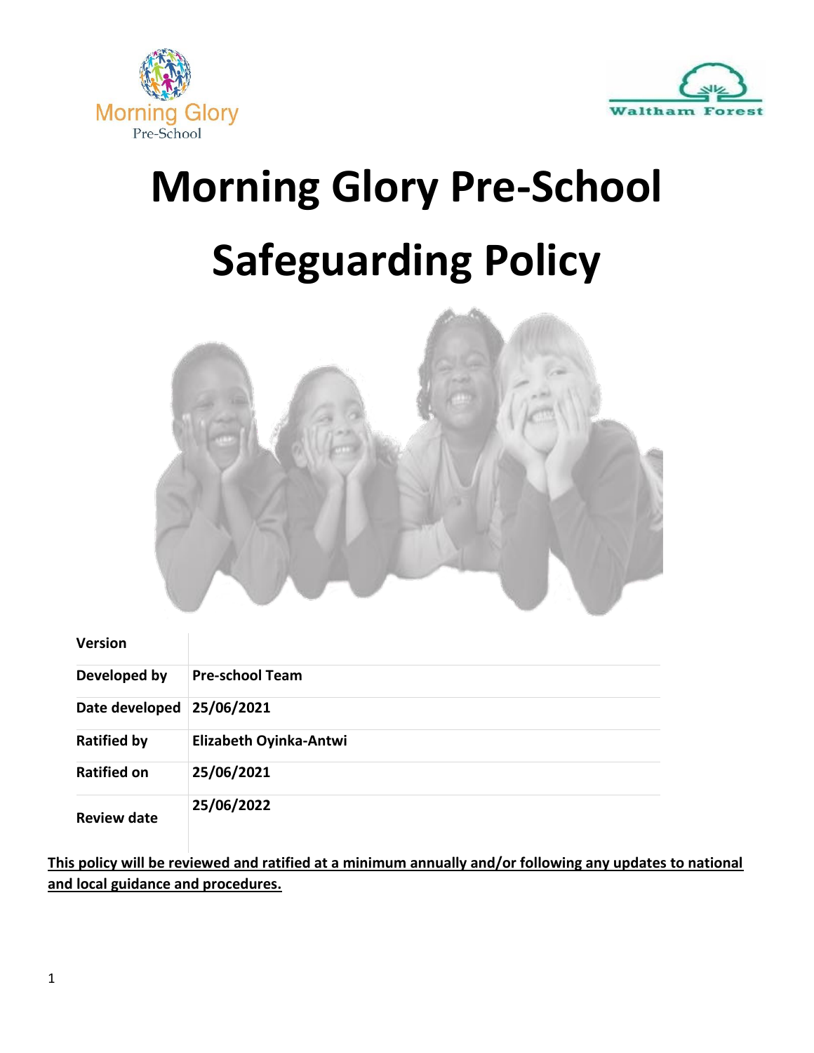# Morning Glory Pre-School

# Safeguarding Policy

| Version | |
|---|---|
| Developed by | Pre-school Team |
| Date developed | 25/06/2021 |
| Ratified by | Elizabeth Oyinka-Antwi |
| Ratified on | 25/06/2021 |
| Review date | 25/06/2022 |

**This policy will be reviewed and ratified at a minimum annually and/or following any updates to national and local guidance and procedures.**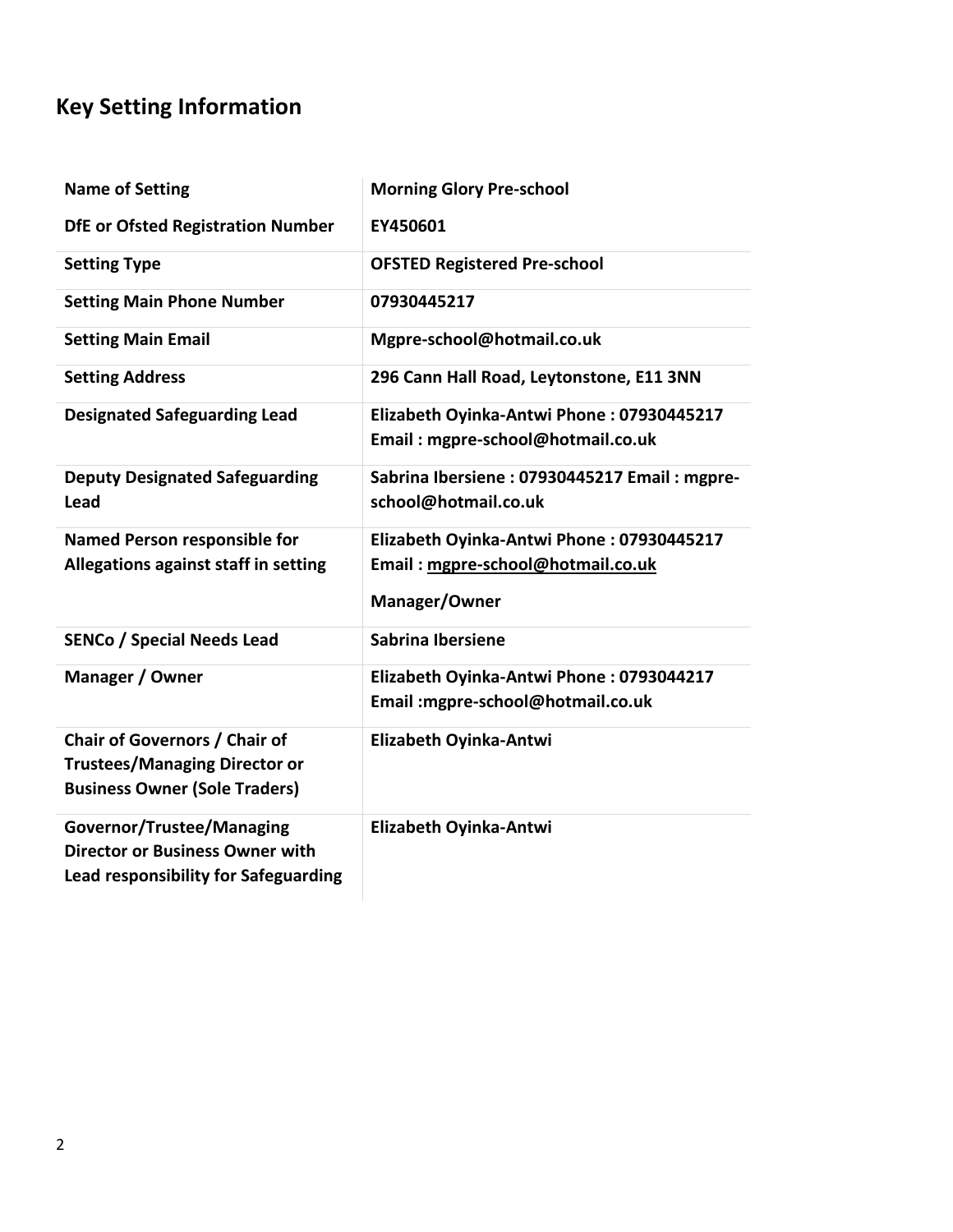## Key Setting Information

| | |
|---|---|
| **Name of Setting** | **Morning Glory Pre-school** |
| **DfE or Ofsted Registration Number** | **EY450601** |
| **Setting Type** | **OFSTED Registered Pre-school** |
| **Setting Main Phone Number** | **07930445217** |
| **Setting Main Email** | **Mgpre-school@hotmail.co.uk** |
| **Setting Address** | **296 Cann Hall Road, Leytonstone, E11 3NN** |
| **Designated Safeguarding Lead** | **Elizabeth Oyinka-Antwi Phone : 07930445217 Email : mgpre-school@hotmail.co.uk** |
| **Deputy Designated Safeguarding Lead** | **Sabrina Ibersiene : 07930445217 Email : mgpre-school@hotmail.co.uk** |
| **Named Person responsible for Allegations against staff in setting** | **Elizabeth Oyinka-Antwi Phone : 07930445217 Email : mgpre-school@hotmail.co.uk** **Manager/Owner** |
| **SENCo / Special Needs Lead** | **Sabrina Ibersiene** |
| **Manager / Owner** | **Elizabeth Oyinka-Antwi Phone : 0793044217 Email :mgpre-school@hotmail.co.uk** |
| **Chair of Governors / Chair of Trustees/Managing Director or Business Owner (Sole Traders)** | **Elizabeth Oyinka-Antwi** |
| **Governor/Trustee/Managing Director or Business Owner with Lead responsibility for Safeguarding** | **Elizabeth Oyinka-Antwi** |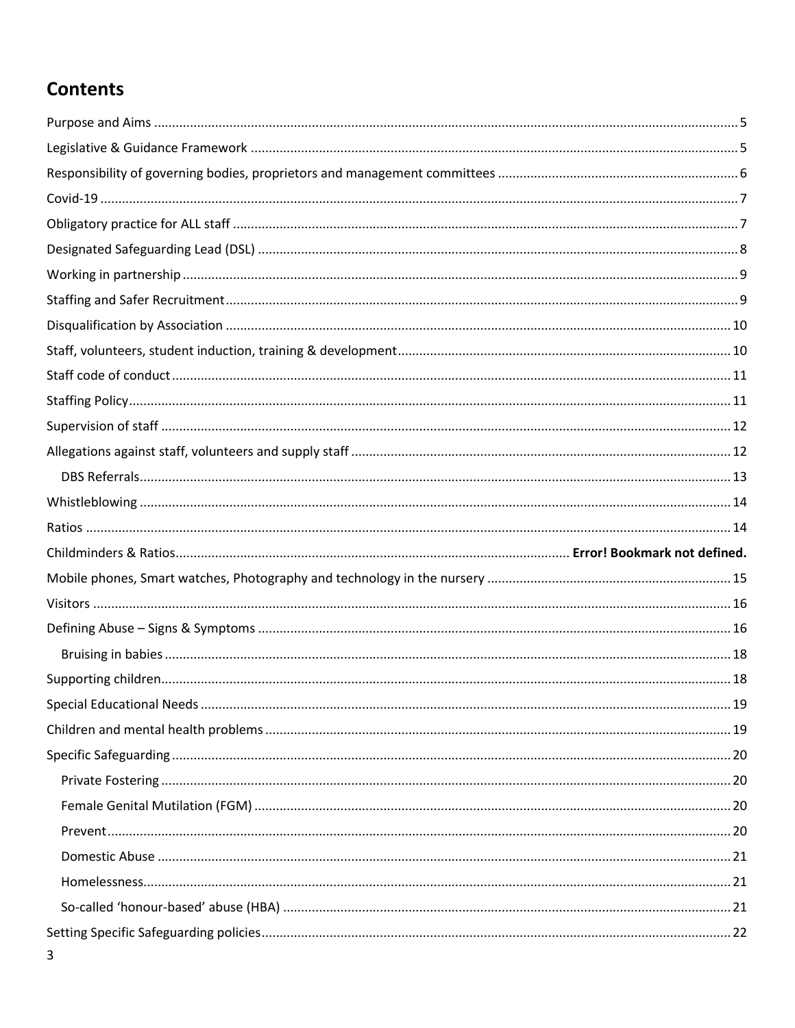# Contents

Purpose and Aims ........ 5
Legislative & Guidance Framework ........ 5
Responsibility of governing bodies, proprietors and management committees ........ 6
Covid-19 ........ 7
Obligatory practice for ALL staff ........ 7
Designated Safeguarding Lead (DSL) ........ 8
Working in partnership ........ 9
Staffing and Safer Recruitment ........ 9
Disqualification by Association ........ 10
Staff, volunteers, student induction, training & development ........ 10
Staff code of conduct ........ 11
Staffing Policy ........ 11
Supervision of staff ........ 12
Allegations against staff, volunteers and supply staff ........ 12
- DBS Referrals ........ 13

Whistleblowing ........ 14
Ratios ........ 14
Childminders & Ratios ........ **Error! Bookmark not defined.**
Mobile phones, Smart watches, Photography and technology in the nursery ........ 15
Visitors ........ 16
Defining Abuse – Signs & Symptoms ........ 16
- Bruising in babies ........ 18

Supporting children ........ 18
Special Educational Needs ........ 19
Children and mental health problems ........ 19
Specific Safeguarding ........ 20
- Private Fostering ........ 20
- Female Genital Mutilation (FGM) ........ 20
- Prevent ........ 20
- Domestic Abuse ........ 21
- Homelessness ........ 21
- So-called 'honour-based' abuse (HBA) ........ 21

Setting Specific Safeguarding policies ........ 22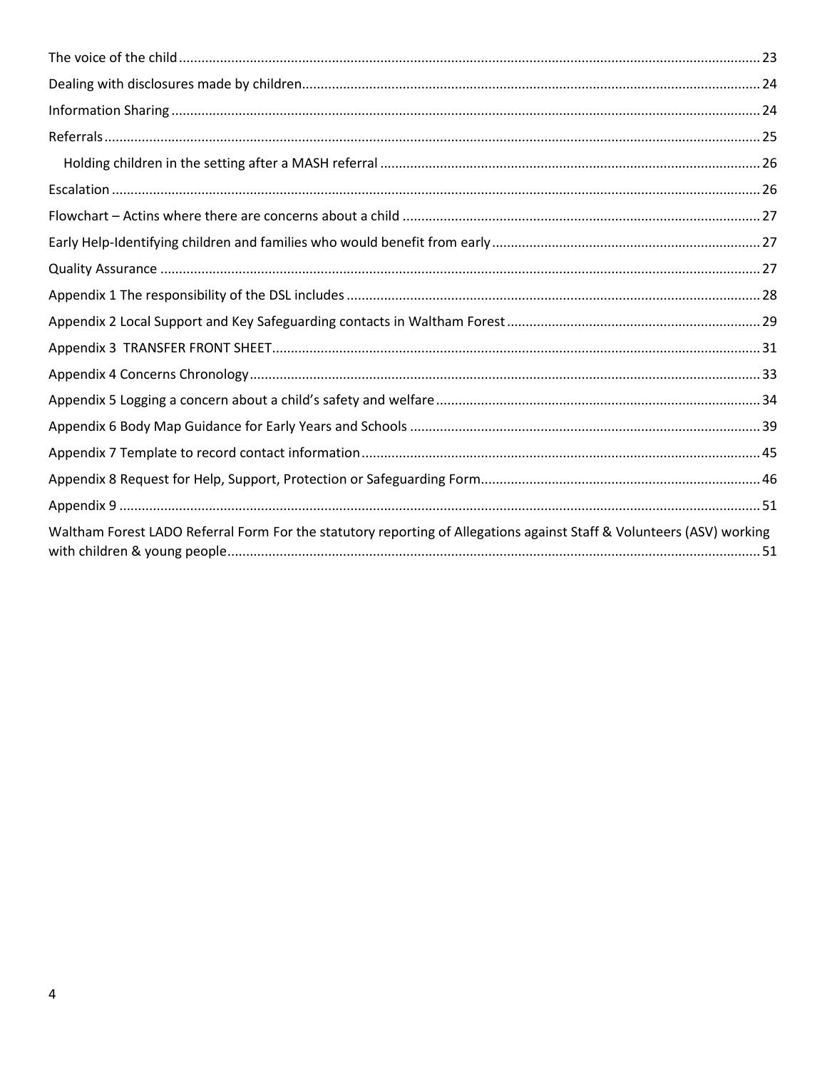The voice of the child .......... 23

Dealing with disclosures made by children .......... 24

Information Sharing .......... 24

Referrals .......... 25

- Holding children in the setting after a MASH referral .......... 26

Escalation .......... 26

Flowchart – Actins where there are concerns about a child .......... 27

Early Help-Identifying children and families who would benefit from early .......... 27

Quality Assurance .......... 27

Appendix 1 The responsibility of the DSL includes .......... 28

Appendix 2 Local Support and Key Safeguarding contacts in Waltham Forest .......... 29

Appendix 3 TRANSFER FRONT SHEET .......... 31

Appendix 4 Concerns Chronology .......... 33

Appendix 5 Logging a concern about a child's safety and welfare .......... 34

Appendix 6 Body Map Guidance for Early Years and Schools .......... 39

Appendix 7 Template to record contact information .......... 45

Appendix 8 Request for Help, Support, Protection or Safeguarding Form .......... 46

Appendix 9 .......... 51

Waltham Forest LADO Referral Form For the statutory reporting of Allegations against Staff & Volunteers (ASV) working with children & young people .......... 51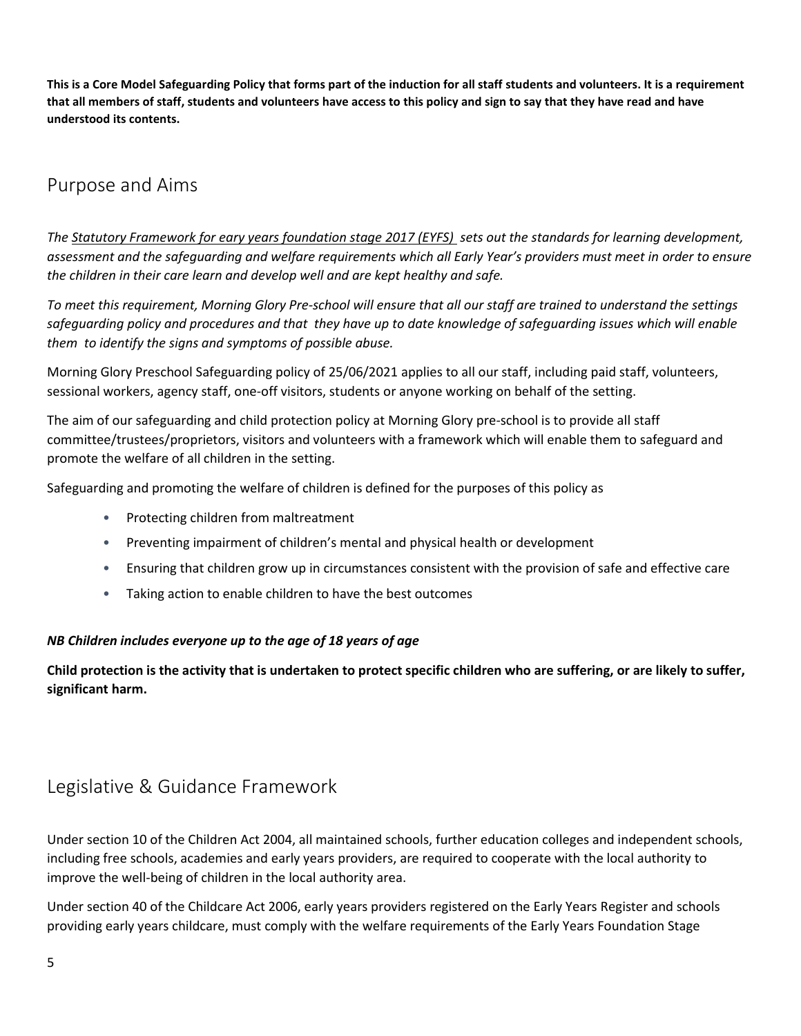**This is a Core Model Safeguarding Policy that forms part of the induction for all staff students and volunteers. It is a requirement that all members of staff, students and volunteers have access to this policy and sign to say that they have read and have understood its contents.**

## Purpose and Aims

*The Statutory Framework for eary years foundation stage 2017 (EYFS) sets out the standards for learning development, assessment and the safeguarding and welfare requirements which all Early Year's providers must meet in order to ensure the children in their care learn and develop well and are kept healthy and safe.*

*To meet this requirement, Morning Glory Pre-school will ensure that all our staff are trained to understand the settings safeguarding policy and procedures and that they have up to date knowledge of safeguarding issues which will enable them to identify the signs and symptoms of possible abuse.*

Morning Glory Preschool Safeguarding policy of 25/06/2021 applies to all our staff, including paid staff, volunteers, sessional workers, agency staff, one-off visitors, students or anyone working on behalf of the setting.

The aim of our safeguarding and child protection policy at Morning Glory pre-school is to provide all staff committee/trustees/proprietors, visitors and volunteers with a framework which will enable them to safeguard and promote the welfare of all children in the setting.

Safeguarding and promoting the welfare of children is defined for the purposes of this policy as

- Protecting children from maltreatment
- Preventing impairment of children's mental and physical health or development
- Ensuring that children grow up in circumstances consistent with the provision of safe and effective care
- Taking action to enable children to have the best outcomes

***NB Children includes everyone up to the age of 18 years of age***

**Child protection is the activity that is undertaken to protect specific children who are suffering, or are likely to suffer, significant harm.**

## Legislative & Guidance Framework

Under section 10 of the Children Act 2004, all maintained schools, further education colleges and independent schools, including free schools, academies and early years providers, are required to cooperate with the local authority to improve the well-being of children in the local authority area.

Under section 40 of the Childcare Act 2006, early years providers registered on the Early Years Register and schools providing early years childcare, must comply with the welfare requirements of the Early Years Foundation Stage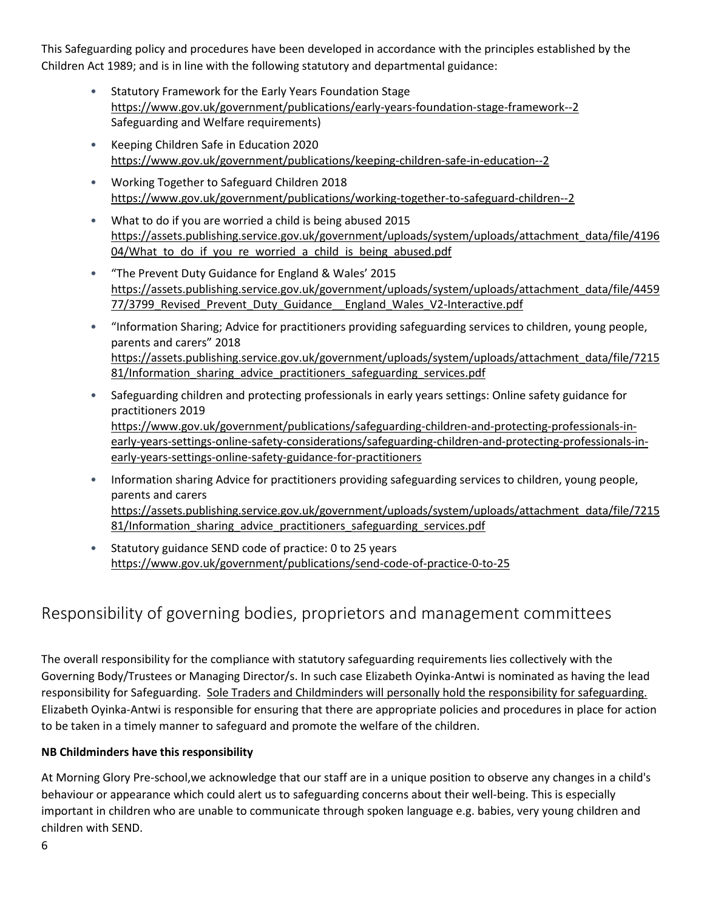This Safeguarding policy and procedures have been developed in accordance with the principles established by the Children Act 1989; and is in line with the following statutory and departmental guidance:

- Statutory Framework for the Early Years Foundation Stage https://www.gov.uk/government/publications/early-years-foundation-stage-framework--2 Safeguarding and Welfare requirements)
- Keeping Children Safe in Education 2020 https://www.gov.uk/government/publications/keeping-children-safe-in-education--2
- Working Together to Safeguard Children 2018 https://www.gov.uk/government/publications/working-together-to-safeguard-children--2
- What to do if you are worried a child is being abused 2015 https://assets.publishing.service.gov.uk/government/uploads/system/uploads/attachment_data/file/419604/What_to_do_if_you_re_worried_a_child_is_being_abused.pdf
- "The Prevent Duty Guidance for England & Wales' 2015 https://assets.publishing.service.gov.uk/government/uploads/system/uploads/attachment_data/file/445977/3799_Revised_Prevent_Duty_Guidance__England_Wales_V2-Interactive.pdf
- "Information Sharing; Advice for practitioners providing safeguarding services to children, young people, parents and carers" 2018 https://assets.publishing.service.gov.uk/government/uploads/system/uploads/attachment_data/file/721581/Information_sharing_advice_practitioners_safeguarding_services.pdf
- Safeguarding children and protecting professionals in early years settings: Online safety guidance for practitioners 2019 https://www.gov.uk/government/publications/safeguarding-children-and-protecting-professionals-in-early-years-settings-online-safety-considerations/safeguarding-children-and-protecting-professionals-in-early-years-settings-online-safety-guidance-for-practitioners
- Information sharing Advice for practitioners providing safeguarding services to children, young people, parents and carers https://assets.publishing.service.gov.uk/government/uploads/system/uploads/attachment_data/file/721581/Information_sharing_advice_practitioners_safeguarding_services.pdf
- Statutory guidance SEND code of practice: 0 to 25 years https://www.gov.uk/government/publications/send-code-of-practice-0-to-25

## Responsibility of governing bodies, proprietors and management committees

The overall responsibility for the compliance with statutory safeguarding requirements lies collectively with the Governing Body/Trustees or Managing Director/s. In such case Elizabeth Oyinka-Antwi is nominated as having the lead responsibility for Safeguarding. Sole Traders and Childminders will personally hold the responsibility for safeguarding. Elizabeth Oyinka-Antwi is responsible for ensuring that there are appropriate policies and procedures in place for action to be taken in a timely manner to safeguard and promote the welfare of the children.

**NB Childminders have this responsibility**

At Morning Glory Pre-school,we acknowledge that our staff are in a unique position to observe any changes in a child's behaviour or appearance which could alert us to safeguarding concerns about their well-being. This is especially important in children who are unable to communicate through spoken language e.g. babies, very young children and children with SEND.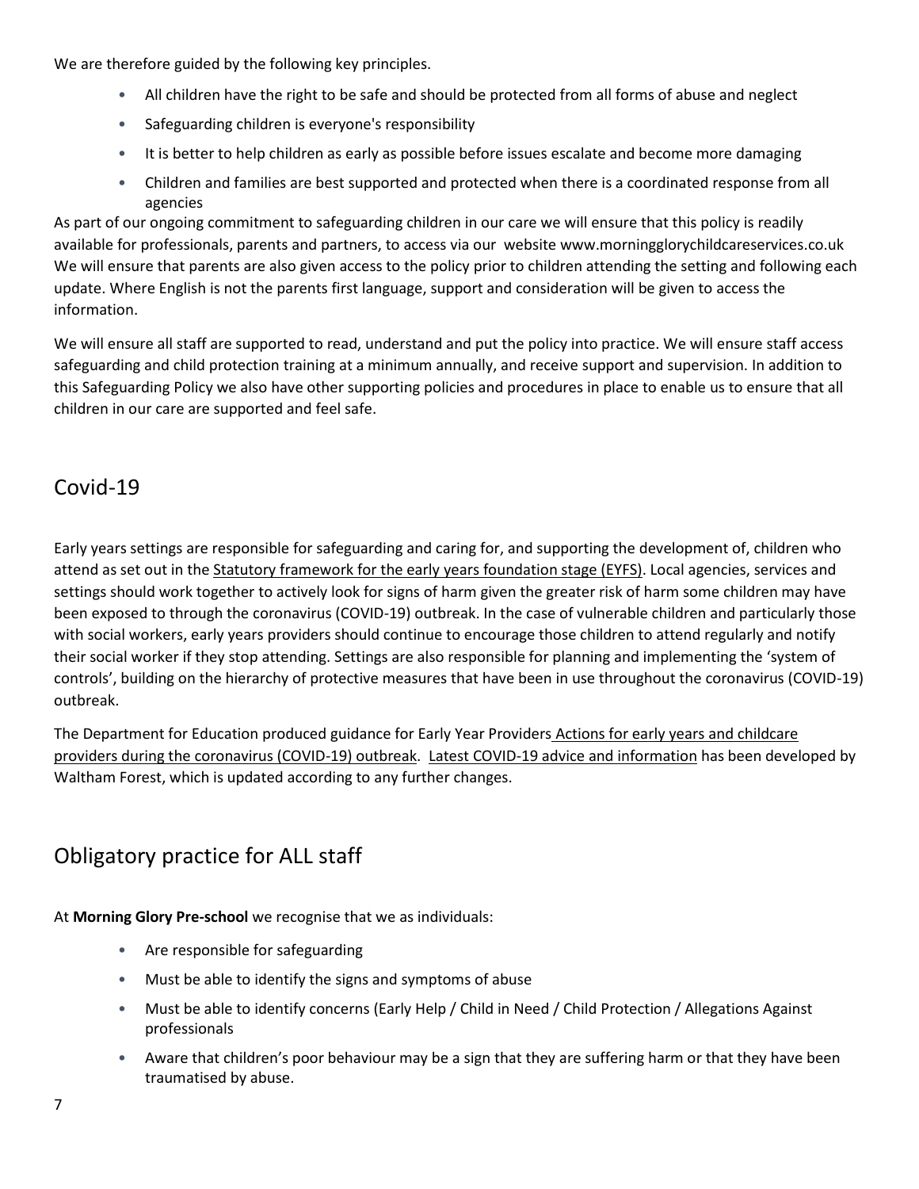We are therefore guided by the following key principles.

- All children have the right to be safe and should be protected from all forms of abuse and neglect
- Safeguarding children is everyone's responsibility
- It is better to help children as early as possible before issues escalate and become more damaging
- Children and families are best supported and protected when there is a coordinated response from all agencies

As part of our ongoing commitment to safeguarding children in our care we will ensure that this policy is readily available for professionals, parents and partners, to access via our website www.morningglorychildcareservices.co.uk We will ensure that parents are also given access to the policy prior to children attending the setting and following each update. Where English is not the parents first language, support and consideration will be given to access the information.

We will ensure all staff are supported to read, understand and put the policy into practice. We will ensure staff access safeguarding and child protection training at a minimum annually, and receive support and supervision. In addition to this Safeguarding Policy we also have other supporting policies and procedures in place to enable us to ensure that all children in our care are supported and feel safe.

## Covid-19

Early years settings are responsible for safeguarding and caring for, and supporting the development of, children who attend as set out in the Statutory framework for the early years foundation stage (EYFS). Local agencies, services and settings should work together to actively look for signs of harm given the greater risk of harm some children may have been exposed to through the coronavirus (COVID-19) outbreak. In the case of vulnerable children and particularly those with social workers, early years providers should continue to encourage those children to attend regularly and notify their social worker if they stop attending. Settings are also responsible for planning and implementing the 'system of controls', building on the hierarchy of protective measures that have been in use throughout the coronavirus (COVID-19) outbreak.

The Department for Education produced guidance for Early Year Providers Actions for early years and childcare providers during the coronavirus (COVID-19) outbreak. Latest COVID-19 advice and information has been developed by Waltham Forest, which is updated according to any further changes.

## Obligatory practice for ALL staff

At **Morning Glory Pre-school** we recognise that we as individuals:

- Are responsible for safeguarding
- Must be able to identify the signs and symptoms of abuse
- Must be able to identify concerns (Early Help / Child in Need / Child Protection / Allegations Against professionals
- Aware that children's poor behaviour may be a sign that they are suffering harm or that they have been traumatised by abuse.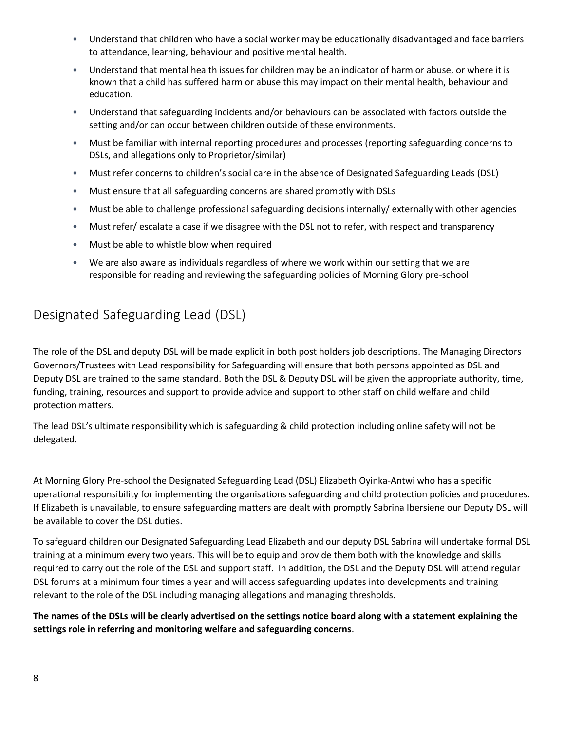- Understand that children who have a social worker may be educationally disadvantaged and face barriers to attendance, learning, behaviour and positive mental health.
- Understand that mental health issues for children may be an indicator of harm or abuse, or where it is known that a child has suffered harm or abuse this may impact on their mental health, behaviour and education.
- Understand that safeguarding incidents and/or behaviours can be associated with factors outside the setting and/or can occur between children outside of these environments.
- Must be familiar with internal reporting procedures and processes (reporting safeguarding concerns to DSLs, and allegations only to Proprietor/similar)
- Must refer concerns to children's social care in the absence of Designated Safeguarding Leads (DSL)
- Must ensure that all safeguarding concerns are shared promptly with DSLs
- Must be able to challenge professional safeguarding decisions internally/ externally with other agencies
- Must refer/ escalate a case if we disagree with the DSL not to refer, with respect and transparency
- Must be able to whistle blow when required
- We are also aware as individuals regardless of where we work within our setting that we are responsible for reading and reviewing the safeguarding policies of Morning Glory pre-school

## Designated Safeguarding Lead (DSL)

The role of the DSL and deputy DSL will be made explicit in both post holders job descriptions. The Managing Directors Governors/Trustees with Lead responsibility for Safeguarding will ensure that both persons appointed as DSL and Deputy DSL are trained to the same standard. Both the DSL & Deputy DSL will be given the appropriate authority, time, funding, training, resources and support to provide advice and support to other staff on child welfare and child protection matters.

<u>The lead DSL's ultimate responsibility which is safeguarding & child protection including online safety will not be delegated.</u>

At Morning Glory Pre-school the Designated Safeguarding Lead (DSL) Elizabeth Oyinka-Antwi who has a specific operational responsibility for implementing the organisations safeguarding and child protection policies and procedures. If Elizabeth is unavailable, to ensure safeguarding matters are dealt with promptly Sabrina Ibersiene our Deputy DSL will be available to cover the DSL duties.

To safeguard children our Designated Safeguarding Lead Elizabeth and our deputy DSL Sabrina will undertake formal DSL training at a minimum every two years. This will be to equip and provide them both with the knowledge and skills required to carry out the role of the DSL and support staff. In addition, the DSL and the Deputy DSL will attend regular DSL forums at a minimum four times a year and will access safeguarding updates into developments and training relevant to the role of the DSL including managing allegations and managing thresholds.

**The names of the DSLs will be clearly advertised on the settings notice board along with a statement explaining the settings role in referring and monitoring welfare and safeguarding concerns**.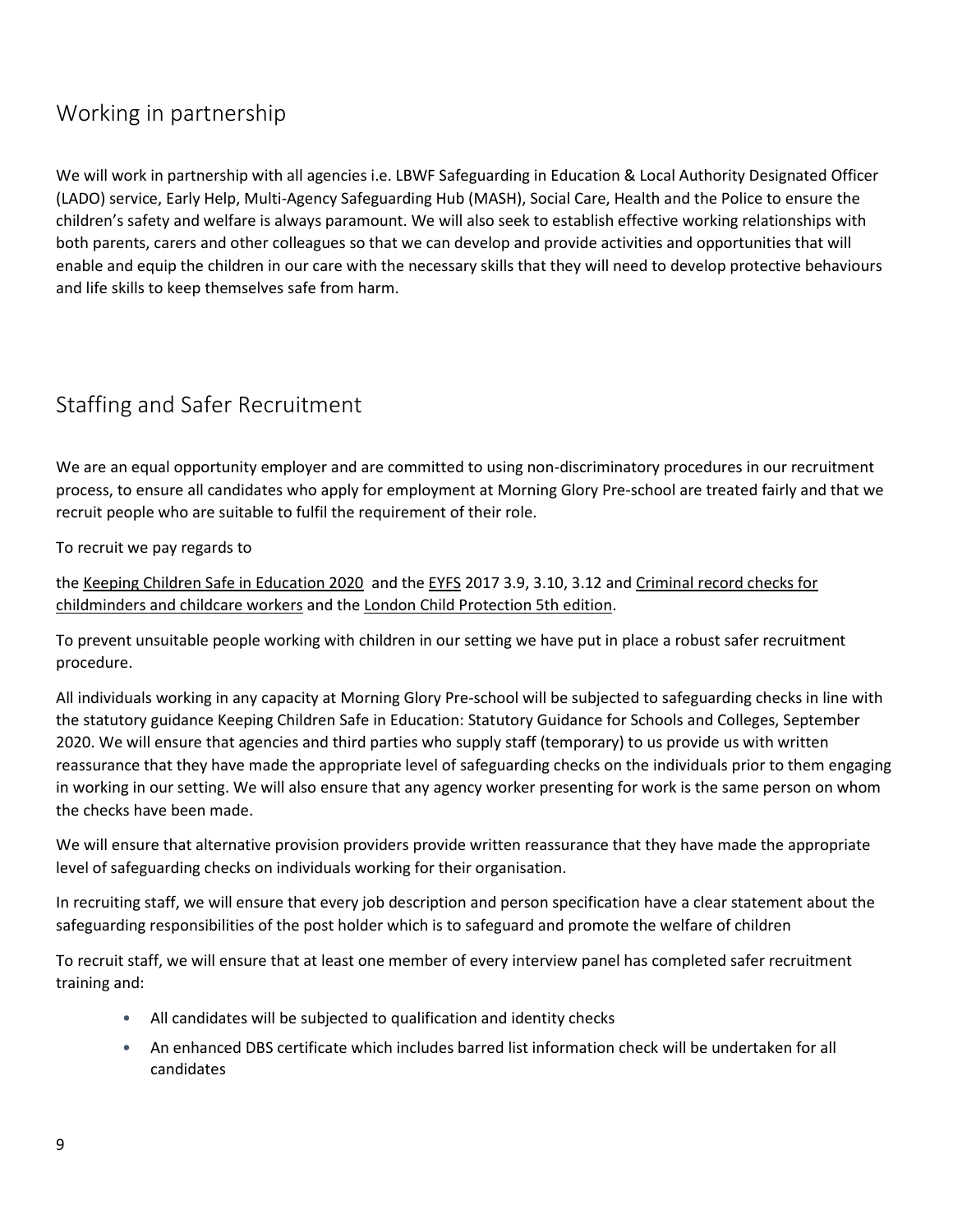## Working in partnership

We will work in partnership with all agencies i.e. LBWF Safeguarding in Education & Local Authority Designated Officer (LADO) service, Early Help, Multi-Agency Safeguarding Hub (MASH), Social Care, Health and the Police to ensure the children's safety and welfare is always paramount. We will also seek to establish effective working relationships with both parents, carers and other colleagues so that we can develop and provide activities and opportunities that will enable and equip the children in our care with the necessary skills that they will need to develop protective behaviours and life skills to keep themselves safe from harm.

## Staffing and Safer Recruitment

We are an equal opportunity employer and are committed to using non-discriminatory procedures in our recruitment process, to ensure all candidates who apply for employment at Morning Glory Pre-school are treated fairly and that we recruit people who are suitable to fulfil the requirement of their role.

To recruit we pay regards to

the Keeping Children Safe in Education 2020 and the EYFS 2017 3.9, 3.10, 3.12 and Criminal record checks for childminders and childcare workers and the London Child Protection 5th edition.

To prevent unsuitable people working with children in our setting we have put in place a robust safer recruitment procedure.

All individuals working in any capacity at Morning Glory Pre-school will be subjected to safeguarding checks in line with the statutory guidance Keeping Children Safe in Education: Statutory Guidance for Schools and Colleges, September 2020. We will ensure that agencies and third parties who supply staff (temporary) to us provide us with written reassurance that they have made the appropriate level of safeguarding checks on the individuals prior to them engaging in working in our setting. We will also ensure that any agency worker presenting for work is the same person on whom the checks have been made.

We will ensure that alternative provision providers provide written reassurance that they have made the appropriate level of safeguarding checks on individuals working for their organisation.

In recruiting staff, we will ensure that every job description and person specification have a clear statement about the safeguarding responsibilities of the post holder which is to safeguard and promote the welfare of children

To recruit staff, we will ensure that at least one member of every interview panel has completed safer recruitment training and:

- All candidates will be subjected to qualification and identity checks
- An enhanced DBS certificate which includes barred list information check will be undertaken for all candidates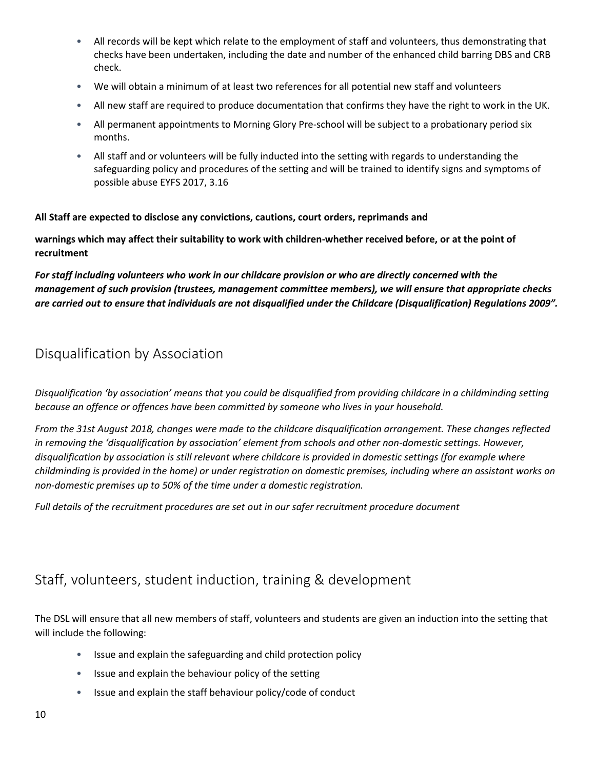- All records will be kept which relate to the employment of staff and volunteers, thus demonstrating that checks have been undertaken, including the date and number of the enhanced child barring DBS and CRB check.
- We will obtain a minimum of at least two references for all potential new staff and volunteers
- All new staff are required to produce documentation that confirms they have the right to work in the UK.
- All permanent appointments to Morning Glory Pre-school will be subject to a probationary period six months.
- All staff and or volunteers will be fully inducted into the setting with regards to understanding the safeguarding policy and procedures of the setting and will be trained to identify signs and symptoms of possible abuse EYFS 2017, 3.16

**All Staff are expected to disclose any convictions, cautions, court orders, reprimands and**

**warnings which may affect their suitability to work with children-whether received before, or at the point of recruitment**

***For staff including volunteers who work in our childcare provision or who are directly concerned with the management of such provision (trustees, management committee members), we will ensure that appropriate checks are carried out to ensure that individuals are not disqualified under the Childcare (Disqualification) Regulations 2009".***

## Disqualification by Association

*Disqualification 'by association' means that you could be disqualified from providing childcare in a childminding setting because an offence or offences have been committed by someone who lives in your household.*

*From the 31st August 2018, changes were made to the childcare disqualification arrangement. These changes reflected in removing the 'disqualification by association' element from schools and other non-domestic settings. However, disqualification by association is still relevant where childcare is provided in domestic settings (for example where childminding is provided in the home) or under registration on domestic premises, including where an assistant works on non-domestic premises up to 50% of the time under a domestic registration.*

*Full details of the recruitment procedures are set out in our safer recruitment procedure document*

## Staff, volunteers, student induction, training & development

The DSL will ensure that all new members of staff, volunteers and students are given an induction into the setting that will include the following:

- Issue and explain the safeguarding and child protection policy
- Issue and explain the behaviour policy of the setting
- Issue and explain the staff behaviour policy/code of conduct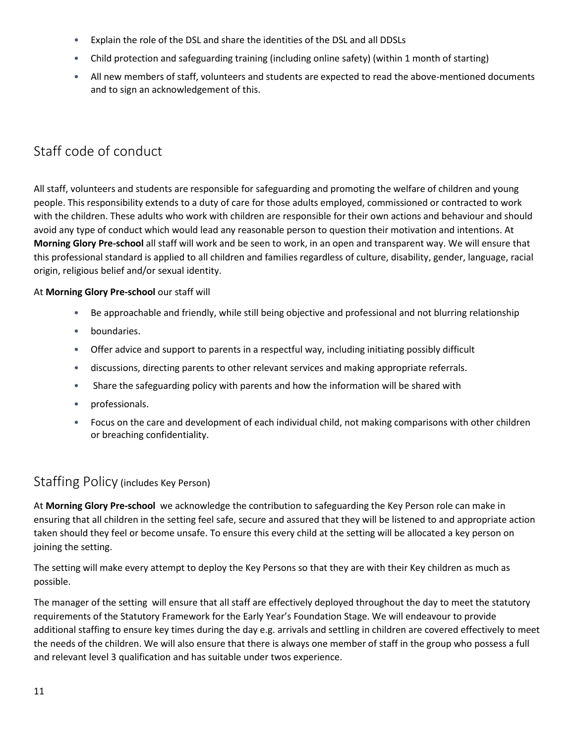- Explain the role of the DSL and share the identities of the DSL and all DDSLs
- Child protection and safeguarding training (including online safety) (within 1 month of starting)
- All new members of staff, volunteers and students are expected to read the above-mentioned documents and to sign an acknowledgement of this.

## Staff code of conduct

All staff, volunteers and students are responsible for safeguarding and promoting the welfare of children and young people. This responsibility extends to a duty of care for those adults employed, commissioned or contracted to work with the children. These adults who work with children are responsible for their own actions and behaviour and should avoid any type of conduct which would lead any reasonable person to question their motivation and intentions. At **Morning Glory Pre-school** all staff will work and be seen to work, in an open and transparent way. We will ensure that this professional standard is applied to all children and families regardless of culture, disability, gender, language, racial origin, religious belief and/or sexual identity.

At **Morning Glory Pre-school** our staff will

- Be approachable and friendly, while still being objective and professional and not blurring relationship
- boundaries.
- Offer advice and support to parents in a respectful way, including initiating possibly difficult
- discussions, directing parents to other relevant services and making appropriate referrals.
- Share the safeguarding policy with parents and how the information will be shared with
- professionals.
- Focus on the care and development of each individual child, not making comparisons with other children or breaching confidentiality.

## Staffing Policy (includes Key Person)

At **Morning Glory Pre-school** we acknowledge the contribution to safeguarding the Key Person role can make in ensuring that all children in the setting feel safe, secure and assured that they will be listened to and appropriate action taken should they feel or become unsafe. To ensure this every child at the setting will be allocated a key person on joining the setting.

The setting will make every attempt to deploy the Key Persons so that they are with their Key children as much as possible.

The manager of the setting will ensure that all staff are effectively deployed throughout the day to meet the statutory requirements of the Statutory Framework for the Early Year's Foundation Stage. We will endeavour to provide additional staffing to ensure key times during the day e.g. arrivals and settling in children are covered effectively to meet the needs of the children. We will also ensure that there is always one member of staff in the group who possess a full and relevant level 3 qualification and has suitable under twos experience.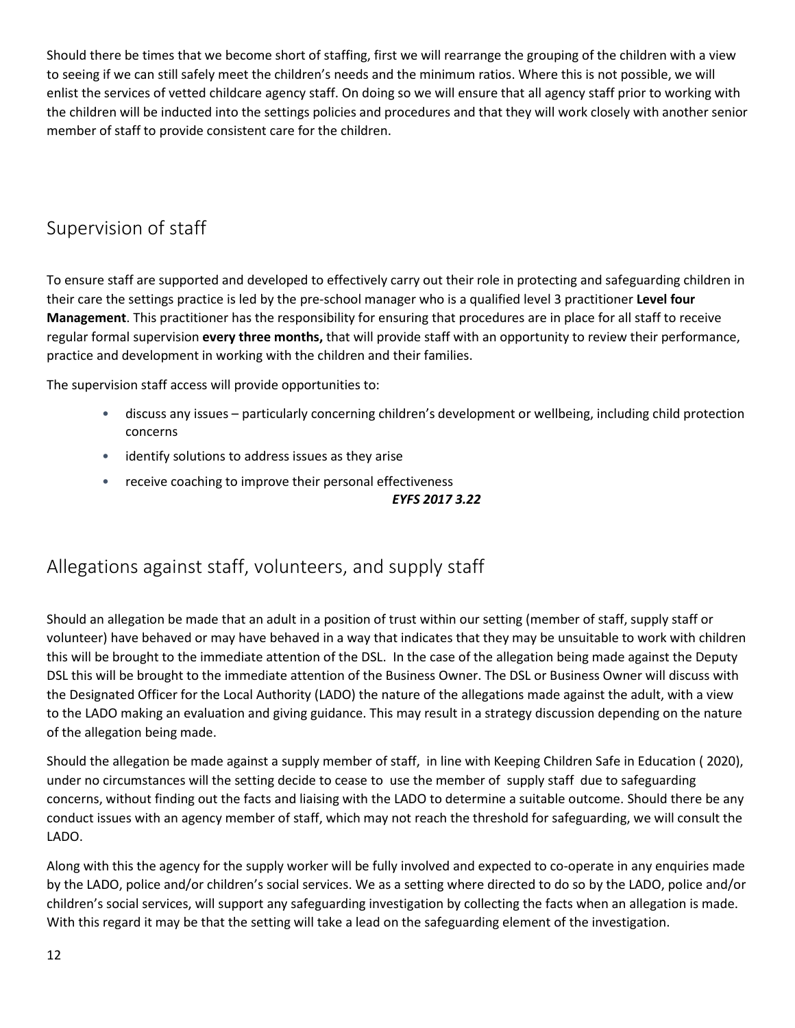Should there be times that we become short of staffing, first we will rearrange the grouping of the children with a view to seeing if we can still safely meet the children's needs and the minimum ratios. Where this is not possible, we will enlist the services of vetted childcare agency staff. On doing so we will ensure that all agency staff prior to working with the children will be inducted into the settings policies and procedures and that they will work closely with another senior member of staff to provide consistent care for the children.

## Supervision of staff

To ensure staff are supported and developed to effectively carry out their role in protecting and safeguarding children in their care the settings practice is led by the pre-school manager who is a qualified level 3 practitioner **Level four Management**. This practitioner has the responsibility for ensuring that procedures are in place for all staff to receive regular formal supervision **every three months,** that will provide staff with an opportunity to review their performance, practice and development in working with the children and their families.

The supervision staff access will provide opportunities to:

- discuss any issues – particularly concerning children's development or wellbeing, including child protection concerns
- identify solutions to address issues as they arise
- receive coaching to improve their personal effectiveness

***EYFS 2017 3.22***

## Allegations against staff, volunteers, and supply staff

Should an allegation be made that an adult in a position of trust within our setting (member of staff, supply staff or volunteer) have behaved or may have behaved in a way that indicates that they may be unsuitable to work with children this will be brought to the immediate attention of the DSL. In the case of the allegation being made against the Deputy DSL this will be brought to the immediate attention of the Business Owner. The DSL or Business Owner will discuss with the Designated Officer for the Local Authority (LADO) the nature of the allegations made against the adult, with a view to the LADO making an evaluation and giving guidance. This may result in a strategy discussion depending on the nature of the allegation being made.

Should the allegation be made against a supply member of staff, in line with Keeping Children Safe in Education ( 2020), under no circumstances will the setting decide to cease to use the member of supply staff due to safeguarding concerns, without finding out the facts and liaising with the LADO to determine a suitable outcome. Should there be any conduct issues with an agency member of staff, which may not reach the threshold for safeguarding, we will consult the LADO.

Along with this the agency for the supply worker will be fully involved and expected to co-operate in any enquiries made by the LADO, police and/or children's social services. We as a setting where directed to do so by the LADO, police and/or children's social services, will support any safeguarding investigation by collecting the facts when an allegation is made. With this regard it may be that the setting will take a lead on the safeguarding element of the investigation.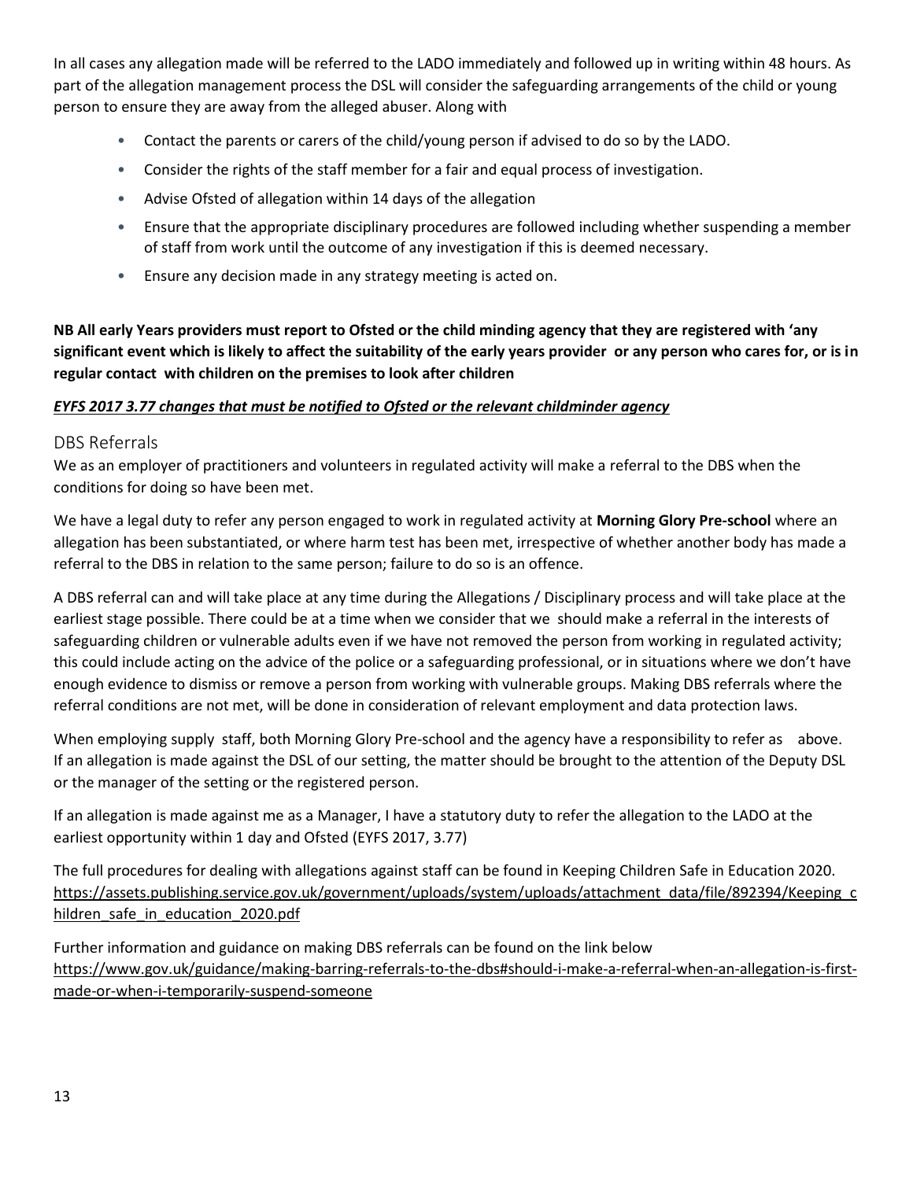In all cases any allegation made will be referred to the LADO immediately and followed up in writing within 48 hours. As part of the allegation management process the DSL will consider the safeguarding arrangements of the child or young person to ensure they are away from the alleged abuser. Along with

- Contact the parents or carers of the child/young person if advised to do so by the LADO.
- Consider the rights of the staff member for a fair and equal process of investigation.
- Advise Ofsted of allegation within 14 days of the allegation
- Ensure that the appropriate disciplinary procedures are followed including whether suspending a member of staff from work until the outcome of any investigation if this is deemed necessary.
- Ensure any decision made in any strategy meeting is acted on.

**NB All early Years providers must report to Ofsted or the child minding agency that they are registered with 'any significant event which is likely to affect the suitability of the early years provider or any person who cares for, or is in regular contact with children on the premises to look after children**

***EYFS 2017 3.77 changes that must be notified to Ofsted or the relevant childminder agency***

## DBS Referrals

We as an employer of practitioners and volunteers in regulated activity will make a referral to the DBS when the conditions for doing so have been met.

We have a legal duty to refer any person engaged to work in regulated activity at **Morning Glory Pre-school** where an allegation has been substantiated, or where harm test has been met, irrespective of whether another body has made a referral to the DBS in relation to the same person; failure to do so is an offence.

A DBS referral can and will take place at any time during the Allegations / Disciplinary process and will take place at the earliest stage possible. There could be at a time when we consider that we should make a referral in the interests of safeguarding children or vulnerable adults even if we have not removed the person from working in regulated activity; this could include acting on the advice of the police or a safeguarding professional, or in situations where we don't have enough evidence to dismiss or remove a person from working with vulnerable groups. Making DBS referrals where the referral conditions are not met, will be done in consideration of relevant employment and data protection laws.

When employing supply staff, both Morning Glory Pre-school and the agency have a responsibility to refer as above. If an allegation is made against the DSL of our setting, the matter should be brought to the attention of the Deputy DSL or the manager of the setting or the registered person.

If an allegation is made against me as a Manager, I have a statutory duty to refer the allegation to the LADO at the earliest opportunity within 1 day and Ofsted (EYFS 2017, 3.77)

The full procedures for dealing with allegations against staff can be found in Keeping Children Safe in Education 2020. https://assets.publishing.service.gov.uk/government/uploads/system/uploads/attachment_data/file/892394/Keeping_children_safe_in_education_2020.pdf

Further information and guidance on making DBS referrals can be found on the link below https://www.gov.uk/guidance/making-barring-referrals-to-the-dbs#should-i-make-a-referral-when-an-allegation-is-first-made-or-when-i-temporarily-suspend-someone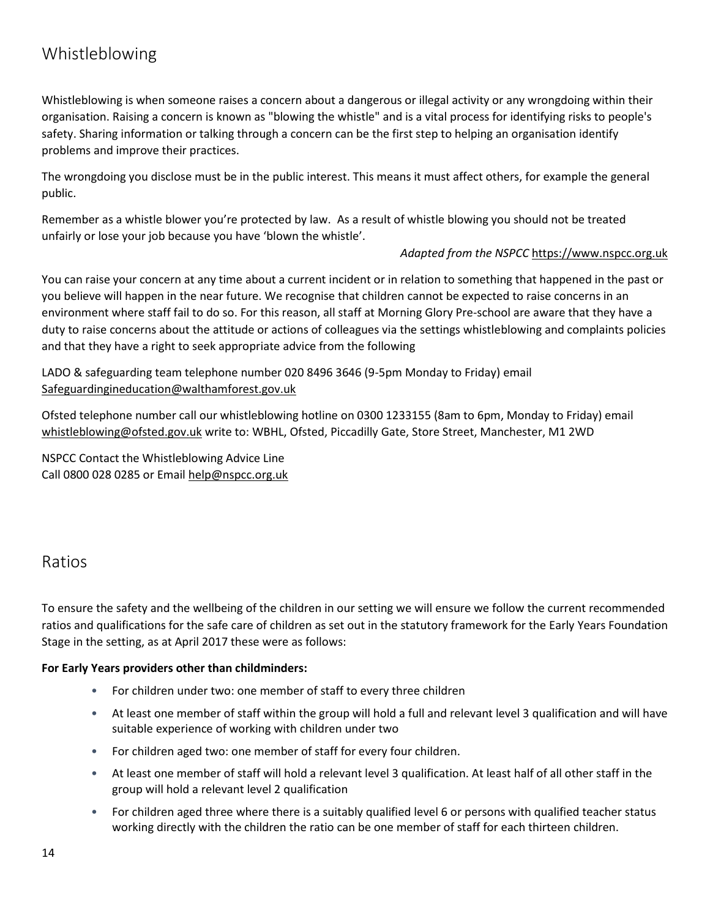## Whistleblowing

Whistleblowing is when someone raises a concern about a dangerous or illegal activity or any wrongdoing within their organisation. Raising a concern is known as "blowing the whistle" and is a vital process for identifying risks to people's safety. Sharing information or talking through a concern can be the first step to helping an organisation identify problems and improve their practices.

The wrongdoing you disclose must be in the public interest. This means it must affect others, for example the general public.

Remember as a whistle blower you're protected by law. As a result of whistle blowing you should not be treated unfairly or lose your job because you have 'blown the whistle'.

*Adapted from the NSPCC* https://www.nspcc.org.uk

You can raise your concern at any time about a current incident or in relation to something that happened in the past or you believe will happen in the near future. We recognise that children cannot be expected to raise concerns in an environment where staff fail to do so. For this reason, all staff at Morning Glory Pre-school are aware that they have a duty to raise concerns about the attitude or actions of colleagues via the settings whistleblowing and complaints policies and that they have a right to seek appropriate advice from the following

LADO & safeguarding team telephone number 020 8496 3646 (9-5pm Monday to Friday) email Safeguardingineducation@walthamforest.gov.uk

Ofsted telephone number call our whistleblowing hotline on 0300 1233155 (8am to 6pm, Monday to Friday) email whistleblowing@ofsted.gov.uk write to: WBHL, Ofsted, Piccadilly Gate, Store Street, Manchester, M1 2WD

NSPCC Contact the Whistleblowing Advice Line
Call 0800 028 0285 or Email help@nspcc.org.uk

## Ratios

To ensure the safety and the wellbeing of the children in our setting we will ensure we follow the current recommended ratios and qualifications for the safe care of children as set out in the statutory framework for the Early Years Foundation Stage in the setting, as at April 2017 these were as follows:

**For Early Years providers other than childminders:**

- For children under two: one member of staff to every three children
- At least one member of staff within the group will hold a full and relevant level 3 qualification and will have suitable experience of working with children under two
- For children aged two: one member of staff for every four children.
- At least one member of staff will hold a relevant level 3 qualification. At least half of all other staff in the group will hold a relevant level 2 qualification
- For children aged three where there is a suitably qualified level 6 or persons with qualified teacher status working directly with the children the ratio can be one member of staff for each thirteen children.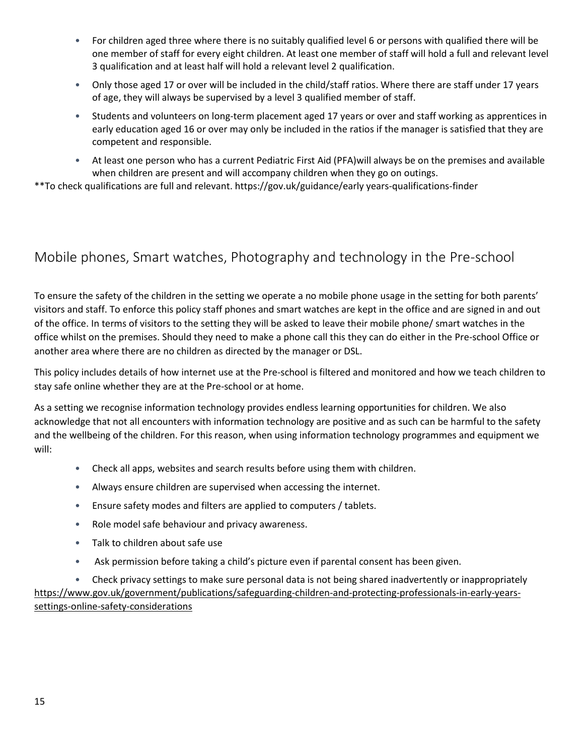- For children aged three where there is no suitably qualified level 6 or persons with qualified there will be one member of staff for every eight children. At least one member of staff will hold a full and relevant level 3 qualification and at least half will hold a relevant level 2 qualification.
- Only those aged 17 or over will be included in the child/staff ratios. Where there are staff under 17 years of age, they will always be supervised by a level 3 qualified member of staff.
- Students and volunteers on long-term placement aged 17 years or over and staff working as apprentices in early education aged 16 or over may only be included in the ratios if the manager is satisfied that they are competent and responsible.
- At least one person who has a current Pediatric First Aid (PFA)will always be on the premises and available when children are present and will accompany children when they go on outings.

**To check qualifications are full and relevant. https://gov.uk/guidance/early years-qualifications-finder

## Mobile phones, Smart watches, Photography and technology in the Pre-school

To ensure the safety of the children in the setting we operate a no mobile phone usage in the setting for both parents' visitors and staff. To enforce this policy staff phones and smart watches are kept in the office and are signed in and out of the office. In terms of visitors to the setting they will be asked to leave their mobile phone/ smart watches in the office whilst on the premises. Should they need to make a phone call this they can do either in the Pre-school Office or another area where there are no children as directed by the manager or DSL.

This policy includes details of how internet use at the Pre-school is filtered and monitored and how we teach children to stay safe online whether they are at the Pre-school or at home.

As a setting we recognise information technology provides endless learning opportunities for children. We also acknowledge that not all encounters with information technology are positive and as such can be harmful to the safety and the wellbeing of the children. For this reason, when using information technology programmes and equipment we will:

- Check all apps, websites and search results before using them with children.
- Always ensure children are supervised when accessing the internet.
- Ensure safety modes and filters are applied to computers / tablets.
- Role model safe behaviour and privacy awareness.
- Talk to children about safe use
- Ask permission before taking a child's picture even if parental consent has been given.
- Check privacy settings to make sure personal data is not being shared inadvertently or inappropriately

https://www.gov.uk/government/publications/safeguarding-children-and-protecting-professionals-in-early-years-settings-online-safety-considerations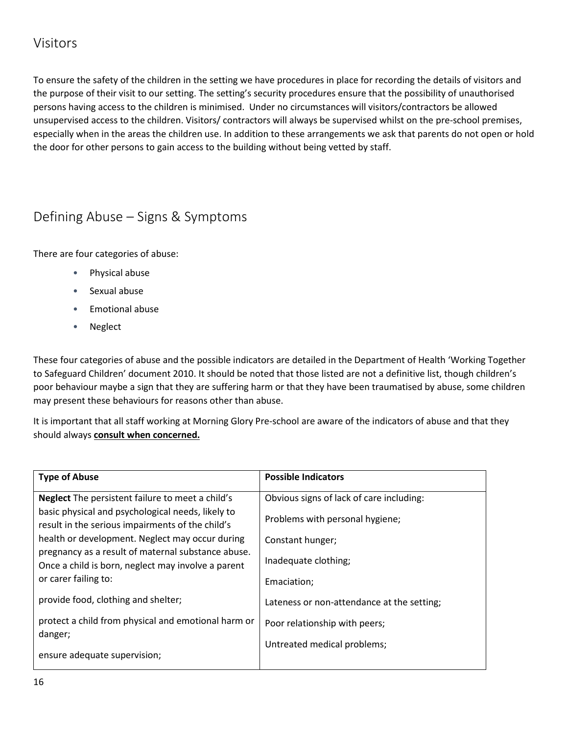## Visitors

To ensure the safety of the children in the setting we have procedures in place for recording the details of visitors and the purpose of their visit to our setting. The setting's security procedures ensure that the possibility of unauthorised persons having access to the children is minimised. Under no circumstances will visitors/contractors be allowed unsupervised access to the children. Visitors/ contractors will always be supervised whilst on the pre-school premises, especially when in the areas the children use. In addition to these arrangements we ask that parents do not open or hold the door for other persons to gain access to the building without being vetted by staff.

## Defining Abuse – Signs & Symptoms

There are four categories of abuse:

- Physical abuse
- Sexual abuse
- Emotional abuse
- Neglect

These four categories of abuse and the possible indicators are detailed in the Department of Health 'Working Together to Safeguard Children' document 2010. It should be noted that those listed are not a definitive list, though children's poor behaviour maybe a sign that they are suffering harm or that they have been traumatised by abuse, some children may present these behaviours for reasons other than abuse.

It is important that all staff working at Morning Glory Pre-school are aware of the indicators of abuse and that they should always **consult when concerned.**

| Type of Abuse | Possible Indicators |
|---|---|
| **Neglect** The persistent failure to meet a child's basic physical and psychological needs, likely to result in the serious impairments of the child's health or development. Neglect may occur during pregnancy as a result of maternal substance abuse. Once a child is born, neglect may involve a parent or carer failing to:<br><br>provide food, clothing and shelter;<br><br>protect a child from physical and emotional harm or danger;<br><br>ensure adequate supervision; | Obvious signs of lack of care including:<br><br>Problems with personal hygiene;<br><br>Constant hunger;<br><br>Inadequate clothing;<br><br>Emaciation;<br><br>Lateness or non-attendance at the setting;<br><br>Poor relationship with peers;<br><br>Untreated medical problems; |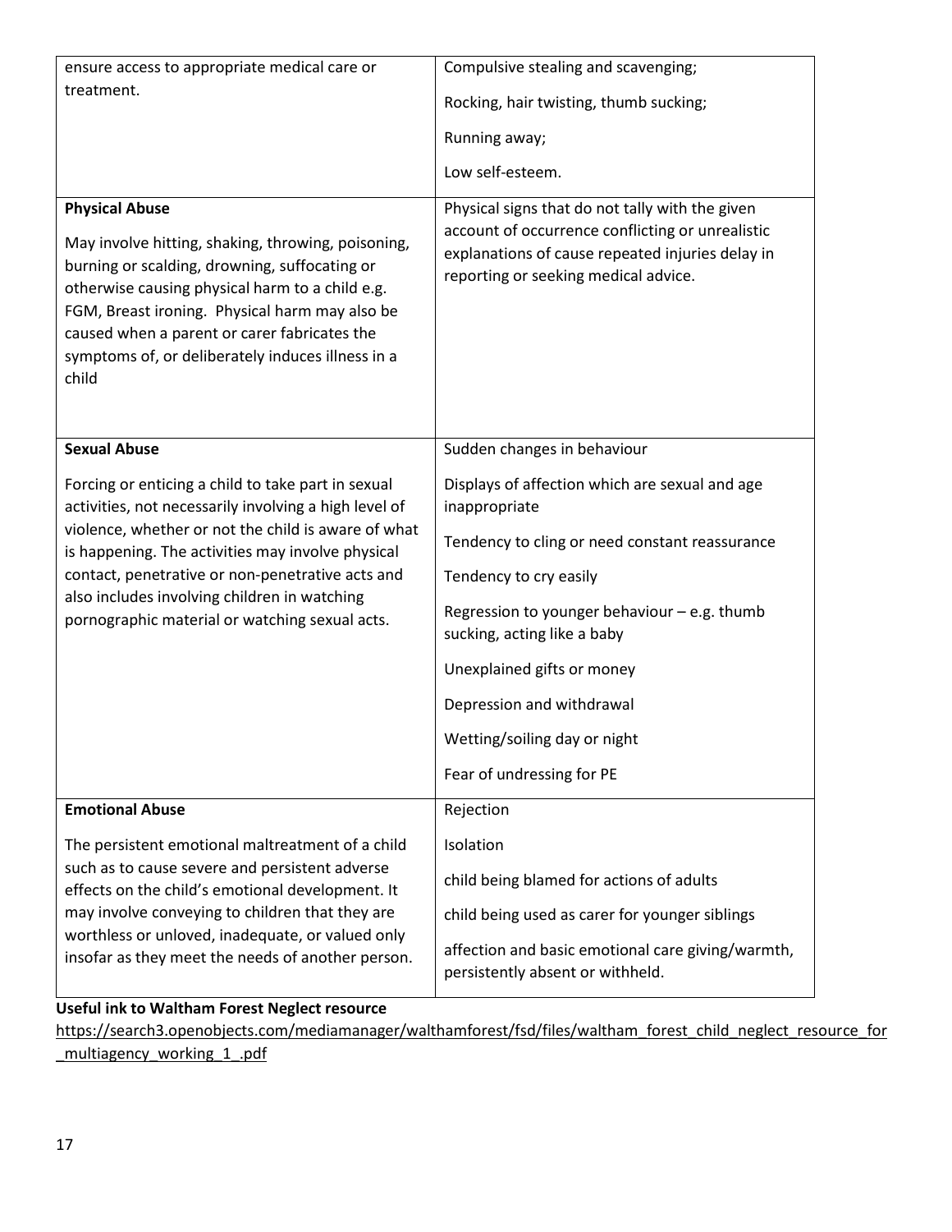| | |
|---|---|
| ensure access to appropriate medical care or treatment. | Compulsive stealing and scavenging;<br><br>Rocking, hair twisting, thumb sucking;<br><br>Running away;<br><br>Low self-esteem. |
| **Physical Abuse**<br><br>May involve hitting, shaking, throwing, poisoning, burning or scalding, drowning, suffocating or otherwise causing physical harm to a child e.g. FGM, Breast ironing. Physical harm may also be caused when a parent or carer fabricates the symptoms of, or deliberately induces illness in a child | Physical signs that do not tally with the given account of occurrence conflicting or unrealistic explanations of cause repeated injuries delay in reporting or seeking medical advice. |
| **Sexual Abuse**<br><br>Forcing or enticing a child to take part in sexual activities, not necessarily involving a high level of violence, whether or not the child is aware of what is happening. The activities may involve physical contact, penetrative or non-penetrative acts and also includes involving children in watching pornographic material or watching sexual acts. | Sudden changes in behaviour<br><br>Displays of affection which are sexual and age inappropriate<br><br>Tendency to cling or need constant reassurance<br><br>Tendency to cry easily<br><br>Regression to younger behaviour – e.g. thumb sucking, acting like a baby<br><br>Unexplained gifts or money<br><br>Depression and withdrawal<br><br>Wetting/soiling day or night<br><br>Fear of undressing for PE |
| **Emotional Abuse**<br><br>The persistent emotional maltreatment of a child such as to cause severe and persistent adverse effects on the child's emotional development. It may involve conveying to children that they are worthless or unloved, inadequate, or valued only insofar as they meet the needs of another person. | Rejection<br><br>Isolation<br><br>child being blamed for actions of adults<br><br>child being used as carer for younger siblings<br><br>affection and basic emotional care giving/warmth, persistently absent or withheld. |

**Useful ink to Waltham Forest Neglect resource**

https://search3.openobjects.com/mediamanager/walthamforest/fsd/files/waltham_forest_child_neglect_resource_for_multiagency_working_1_.pdf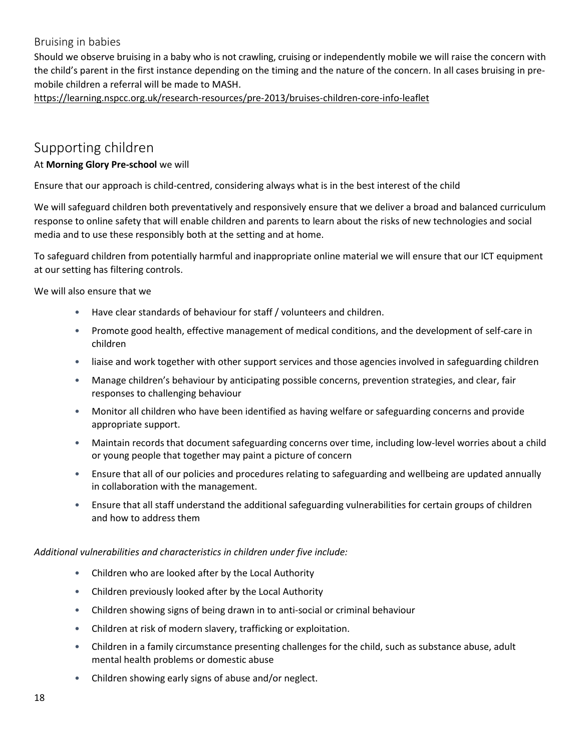### Bruising in babies

Should we observe bruising in a baby who is not crawling, cruising or independently mobile we will raise the concern with the child's parent in the first instance depending on the timing and the nature of the concern. In all cases bruising in pre-mobile children a referral will be made to MASH.

https://learning.nspcc.org.uk/research-resources/pre-2013/bruises-children-core-info-leaflet

## Supporting children

At **Morning Glory Pre-school** we will

Ensure that our approach is child-centred, considering always what is in the best interest of the child

We will safeguard children both preventatively and responsively ensure that we deliver a broad and balanced curriculum response to online safety that will enable children and parents to learn about the risks of new technologies and social media and to use these responsibly both at the setting and at home.

To safeguard children from potentially harmful and inappropriate online material we will ensure that our ICT equipment at our setting has filtering controls.

We will also ensure that we

- Have clear standards of behaviour for staff / volunteers and children.
- Promote good health, effective management of medical conditions, and the development of self-care in children
- liaise and work together with other support services and those agencies involved in safeguarding children
- Manage children's behaviour by anticipating possible concerns, prevention strategies, and clear, fair responses to challenging behaviour
- Monitor all children who have been identified as having welfare or safeguarding concerns and provide appropriate support.
- Maintain records that document safeguarding concerns over time, including low-level worries about a child or young people that together may paint a picture of concern
- Ensure that all of our policies and procedures relating to safeguarding and wellbeing are updated annually in collaboration with the management.
- Ensure that all staff understand the additional safeguarding vulnerabilities for certain groups of children and how to address them

*Additional vulnerabilities and characteristics in children under five include:*

- Children who are looked after by the Local Authority
- Children previously looked after by the Local Authority
- Children showing signs of being drawn in to anti-social or criminal behaviour
- Children at risk of modern slavery, trafficking or exploitation.
- Children in a family circumstance presenting challenges for the child, such as substance abuse, adult mental health problems or domestic abuse
- Children showing early signs of abuse and/or neglect.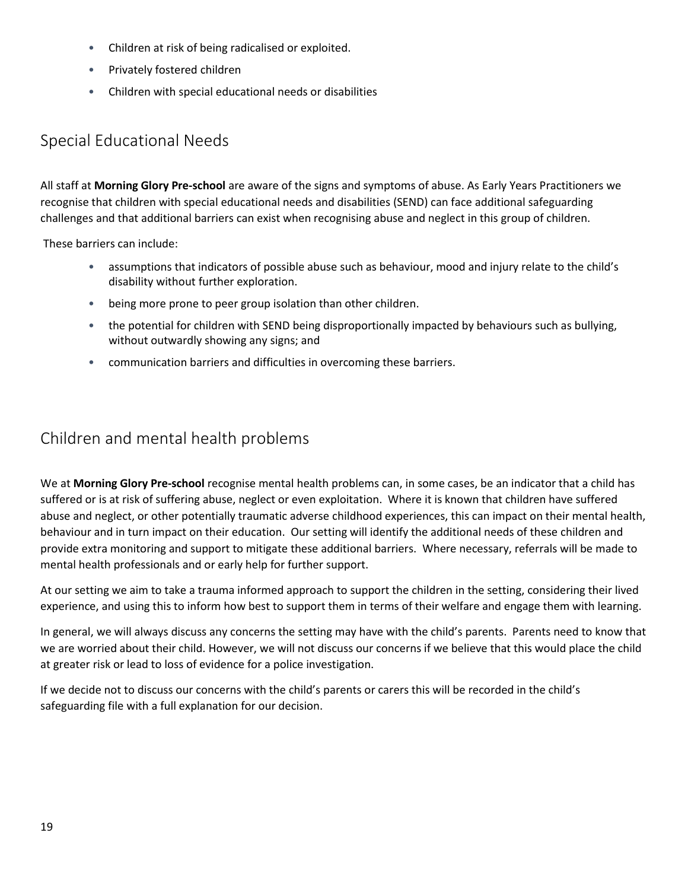- Children at risk of being radicalised or exploited.
- Privately fostered children
- Children with special educational needs or disabilities

## Special Educational Needs

All staff at **Morning Glory Pre-school** are aware of the signs and symptoms of abuse. As Early Years Practitioners we recognise that children with special educational needs and disabilities (SEND) can face additional safeguarding challenges and that additional barriers can exist when recognising abuse and neglect in this group of children.

These barriers can include:

- assumptions that indicators of possible abuse such as behaviour, mood and injury relate to the child's disability without further exploration.
- being more prone to peer group isolation than other children.
- the potential for children with SEND being disproportionally impacted by behaviours such as bullying, without outwardly showing any signs; and
- communication barriers and difficulties in overcoming these barriers.

## Children and mental health problems

We at **Morning Glory Pre-school** recognise mental health problems can, in some cases, be an indicator that a child has suffered or is at risk of suffering abuse, neglect or even exploitation. Where it is known that children have suffered abuse and neglect, or other potentially traumatic adverse childhood experiences, this can impact on their mental health, behaviour and in turn impact on their education. Our setting will identify the additional needs of these children and provide extra monitoring and support to mitigate these additional barriers. Where necessary, referrals will be made to mental health professionals and or early help for further support.

At our setting we aim to take a trauma informed approach to support the children in the setting, considering their lived experience, and using this to inform how best to support them in terms of their welfare and engage them with learning.

In general, we will always discuss any concerns the setting may have with the child's parents. Parents need to know that we are worried about their child. However, we will not discuss our concerns if we believe that this would place the child at greater risk or lead to loss of evidence for a police investigation.

If we decide not to discuss our concerns with the child's parents or carers this will be recorded in the child's safeguarding file with a full explanation for our decision.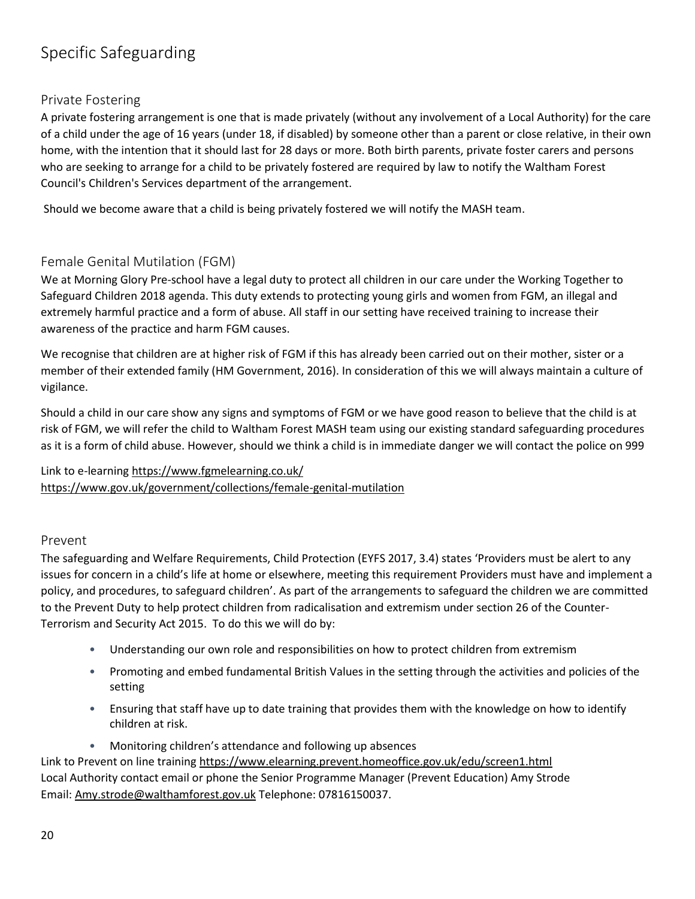# Specific Safeguarding

## Private Fostering

A private fostering arrangement is one that is made privately (without any involvement of a Local Authority) for the care of a child under the age of 16 years (under 18, if disabled) by someone other than a parent or close relative, in their own home, with the intention that it should last for 28 days or more. Both birth parents, private foster carers and persons who are seeking to arrange for a child to be privately fostered are required by law to notify the Waltham Forest Council's Children's Services department of the arrangement.

Should we become aware that a child is being privately fostered we will notify the MASH team.

## Female Genital Mutilation (FGM)

We at Morning Glory Pre-school have a legal duty to protect all children in our care under the Working Together to Safeguard Children 2018 agenda. This duty extends to protecting young girls and women from FGM, an illegal and extremely harmful practice and a form of abuse. All staff in our setting have received training to increase their awareness of the practice and harm FGM causes.

We recognise that children are at higher risk of FGM if this has already been carried out on their mother, sister or a member of their extended family (HM Government, 2016). In consideration of this we will always maintain a culture of vigilance.

Should a child in our care show any signs and symptoms of FGM or we have good reason to believe that the child is at risk of FGM, we will refer the child to Waltham Forest MASH team using our existing standard safeguarding procedures as it is a form of child abuse. However, should we think a child is in immediate danger we will contact the police on 999

Link to e-learning https://www.fgmelearning.co.uk/
https://www.gov.uk/government/collections/female-genital-mutilation

## Prevent

The safeguarding and Welfare Requirements, Child Protection (EYFS 2017, 3.4) states 'Providers must be alert to any issues for concern in a child's life at home or elsewhere, meeting this requirement Providers must have and implement a policy, and procedures, to safeguard children'. As part of the arrangements to safeguard the children we are committed to the Prevent Duty to help protect children from radicalisation and extremism under section 26 of the Counter-Terrorism and Security Act 2015. To do this we will do by:

- Understanding our own role and responsibilities on how to protect children from extremism
- Promoting and embed fundamental British Values in the setting through the activities and policies of the setting
- Ensuring that staff have up to date training that provides them with the knowledge on how to identify children at risk.
- Monitoring children's attendance and following up absences

Link to Prevent on line training https://www.elearning.prevent.homeoffice.gov.uk/edu/screen1.html
Local Authority contact email or phone the Senior Programme Manager (Prevent Education) Amy Strode
Email: Amy.strode@walthamforest.gov.uk Telephone: 07816150037.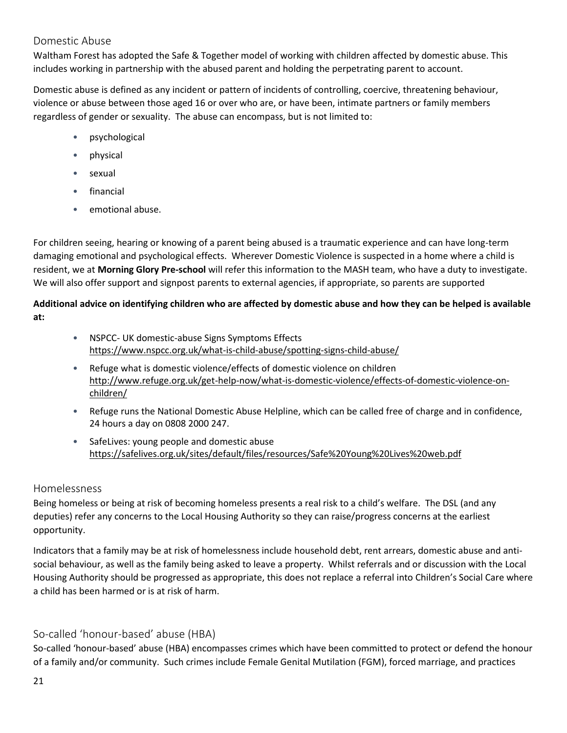## Domestic Abuse

Waltham Forest has adopted the Safe & Together model of working with children affected by domestic abuse. This includes working in partnership with the abused parent and holding the perpetrating parent to account.

Domestic abuse is defined as any incident or pattern of incidents of controlling, coercive, threatening behaviour, violence or abuse between those aged 16 or over who are, or have been, intimate partners or family members regardless of gender or sexuality. The abuse can encompass, but is not limited to:

- psychological
- physical
- sexual
- financial
- emotional abuse.

For children seeing, hearing or knowing of a parent being abused is a traumatic experience and can have long-term damaging emotional and psychological effects. Wherever Domestic Violence is suspected in a home where a child is resident, we at **Morning Glory Pre-school** will refer this information to the MASH team, who have a duty to investigate. We will also offer support and signpost parents to external agencies, if appropriate, so parents are supported

**Additional advice on identifying children who are affected by domestic abuse and how they can be helped is available at:**

- NSPCC- UK domestic-abuse Signs Symptoms Effects https://www.nspcc.org.uk/what-is-child-abuse/spotting-signs-child-abuse/
- Refuge what is domestic violence/effects of domestic violence on children http://www.refuge.org.uk/get-help-now/what-is-domestic-violence/effects-of-domestic-violence-on-children/
- Refuge runs the National Domestic Abuse Helpline, which can be called free of charge and in confidence, 24 hours a day on 0808 2000 247.
- SafeLives: young people and domestic abuse https://safelives.org.uk/sites/default/files/resources/Safe%20Young%20Lives%20web.pdf

## Homelessness

Being homeless or being at risk of becoming homeless presents a real risk to a child's welfare. The DSL (and any deputies) refer any concerns to the Local Housing Authority so they can raise/progress concerns at the earliest opportunity.

Indicators that a family may be at risk of homelessness include household debt, rent arrears, domestic abuse and anti-social behaviour, as well as the family being asked to leave a property. Whilst referrals and or discussion with the Local Housing Authority should be progressed as appropriate, this does not replace a referral into Children's Social Care where a child has been harmed or is at risk of harm.

## So-called 'honour-based' abuse (HBA)

So-called 'honour-based' abuse (HBA) encompasses crimes which have been committed to protect or defend the honour of a family and/or community. Such crimes include Female Genital Mutilation (FGM), forced marriage, and practices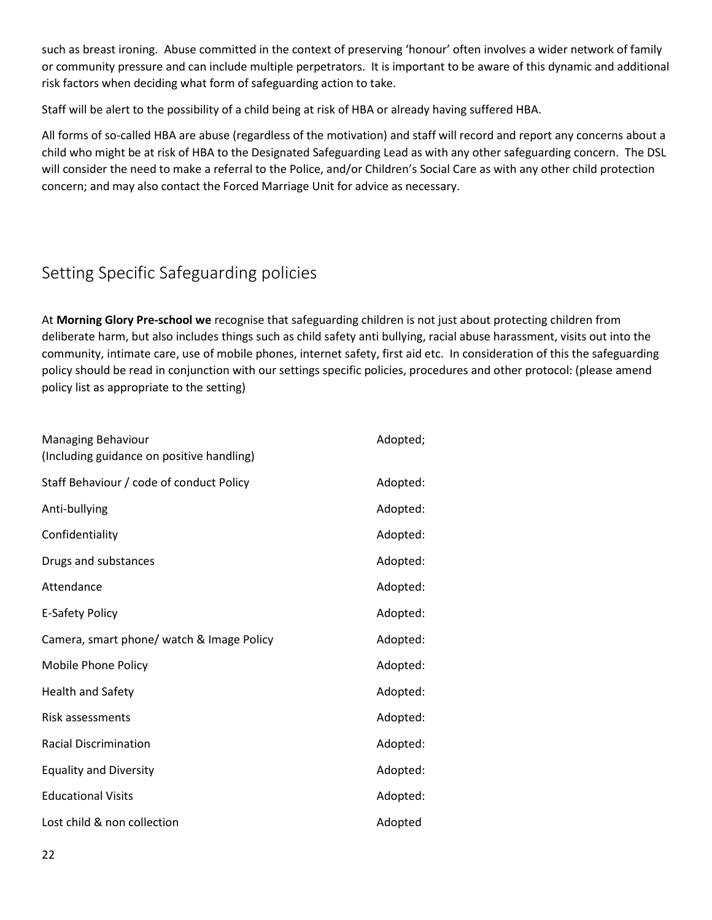such as breast ironing. Abuse committed in the context of preserving 'honour' often involves a wider network of family or community pressure and can include multiple perpetrators. It is important to be aware of this dynamic and additional risk factors when deciding what form of safeguarding action to take.

Staff will be alert to the possibility of a child being at risk of HBA or already having suffered HBA.

All forms of so-called HBA are abuse (regardless of the motivation) and staff will record and report any concerns about a child who might be at risk of HBA to the Designated Safeguarding Lead as with any other safeguarding concern. The DSL will consider the need to make a referral to the Police, and/or Children's Social Care as with any other child protection concern; and may also contact the Forced Marriage Unit for advice as necessary.

## Setting Specific Safeguarding policies

At **Morning Glory Pre-school we** recognise that safeguarding children is not just about protecting children from deliberate harm, but also includes things such as child safety anti bullying, racial abuse harassment, visits out into the community, intimate care, use of mobile phones, internet safety, first aid etc. In consideration of this the safeguarding policy should be read in conjunction with our settings specific policies, procedures and other protocol: (please amend policy list as appropriate to the setting)

| | |
|---|---|
| Managing Behaviour (Including guidance on positive handling) | Adopted; |
| Staff Behaviour / code of conduct Policy | Adopted: |
| Anti-bullying | Adopted: |
| Confidentiality | Adopted: |
| Drugs and substances | Adopted: |
| Attendance | Adopted: |
| E-Safety Policy | Adopted: |
| Camera, smart phone/ watch & Image Policy | Adopted: |
| Mobile Phone Policy | Adopted: |
| Health and Safety | Adopted: |
| Risk assessments | Adopted: |
| Racial Discrimination | Adopted: |
| Equality and Diversity | Adopted: |
| Educational Visits | Adopted: |
| Lost child & non collection | Adopted |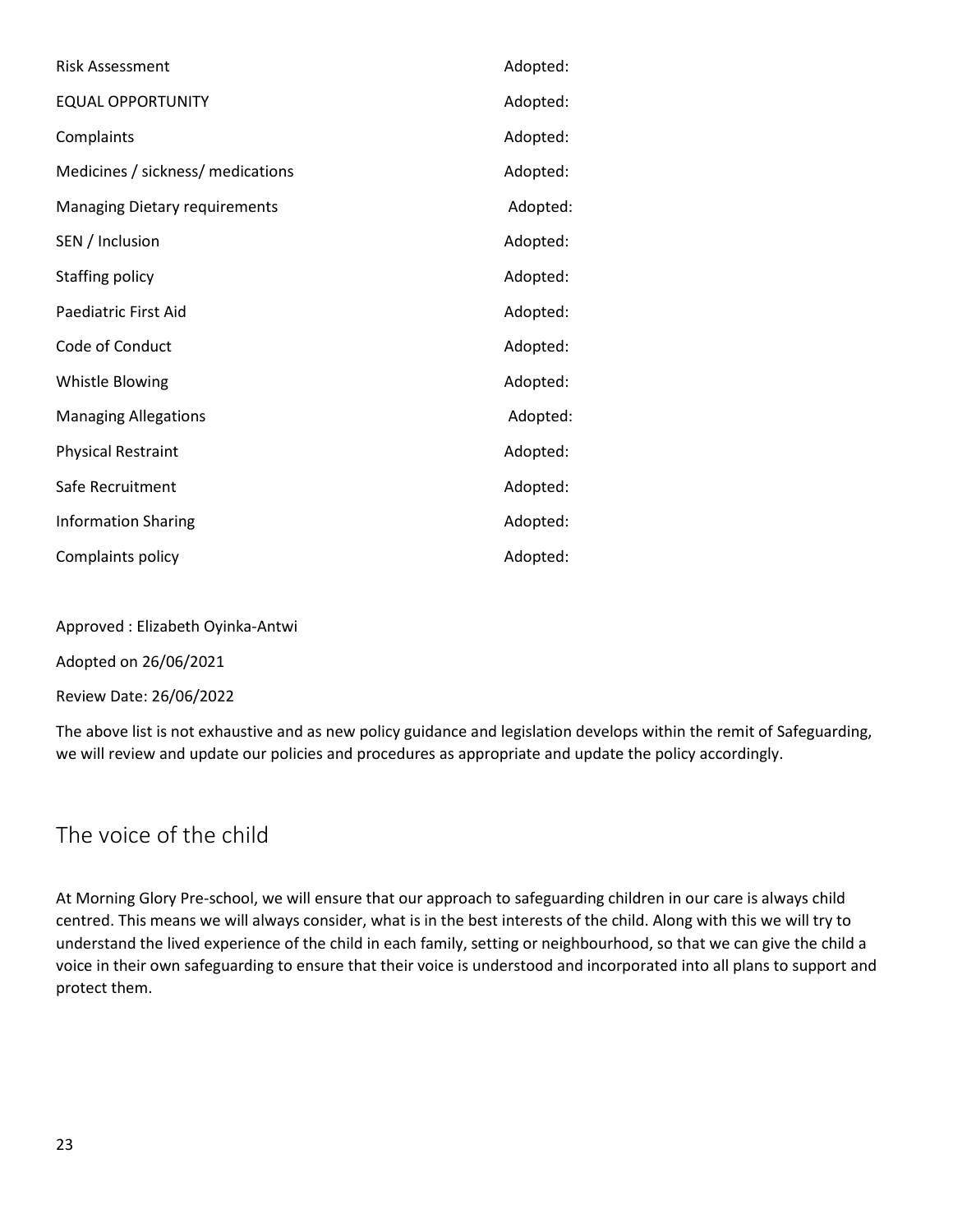| | |
|---|---|
| Risk Assessment | Adopted: |
| EQUAL OPPORTUNITY | Adopted: |
| Complaints | Adopted: |
| Medicines / sickness/ medications | Adopted: |
| Managing Dietary requirements | Adopted: |
| SEN / Inclusion | Adopted: |
| Staffing policy | Adopted: |
| Paediatric First Aid | Adopted: |
| Code of Conduct | Adopted: |
| Whistle Blowing | Adopted: |
| Managing Allegations | Adopted: |
| Physical Restraint | Adopted: |
| Safe Recruitment | Adopted: |
| Information Sharing | Adopted: |
| Complaints policy | Adopted: |

Approved : Elizabeth Oyinka-Antwi

Adopted on 26/06/2021

Review Date: 26/06/2022

The above list is not exhaustive and as new policy guidance and legislation develops within the remit of Safeguarding, we will review and update our policies and procedures as appropriate and update the policy accordingly.

## The voice of the child

At Morning Glory Pre-school, we will ensure that our approach to safeguarding children in our care is always child centred. This means we will always consider, what is in the best interests of the child. Along with this we will try to understand the lived experience of the child in each family, setting or neighbourhood, so that we can give the child a voice in their own safeguarding to ensure that their voice is understood and incorporated into all plans to support and protect them.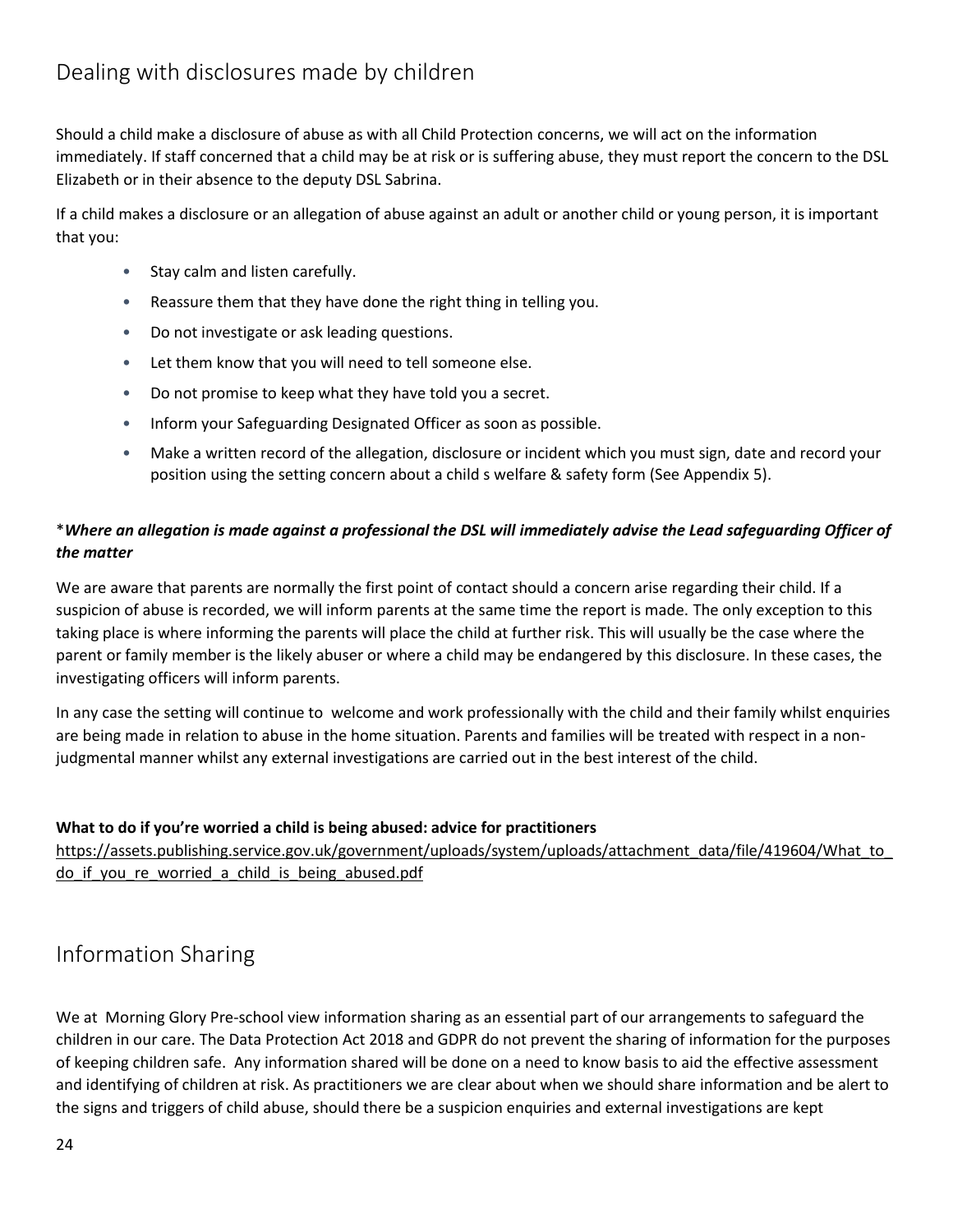## Dealing with disclosures made by children

Should a child make a disclosure of abuse as with all Child Protection concerns, we will act on the information immediately. If staff concerned that a child may be at risk or is suffering abuse, they must report the concern to the DSL Elizabeth or in their absence to the deputy DSL Sabrina.

If a child makes a disclosure or an allegation of abuse against an adult or another child or young person, it is important that you:

- Stay calm and listen carefully.
- Reassure them that they have done the right thing in telling you.
- Do not investigate or ask leading questions.
- Let them know that you will need to tell someone else.
- Do not promise to keep what they have told you a secret.
- Inform your Safeguarding Designated Officer as soon as possible.
- Make a written record of the allegation, disclosure or incident which you must sign, date and record your position using the setting concern about a child s welfare & safety form (See Appendix 5).

**\****Where an allegation is made against a professional the DSL will immediately advise the Lead safeguarding Officer of the matter***

We are aware that parents are normally the first point of contact should a concern arise regarding their child. If a suspicion of abuse is recorded, we will inform parents at the same time the report is made. The only exception to this taking place is where informing the parents will place the child at further risk. This will usually be the case where the parent or family member is the likely abuser or where a child may be endangered by this disclosure. In these cases, the investigating officers will inform parents.

In any case the setting will continue to welcome and work professionally with the child and their family whilst enquiries are being made in relation to abuse in the home situation. Parents and families will be treated with respect in a non-judgmental manner whilst any external investigations are carried out in the best interest of the child.

**What to do if you're worried a child is being abused: advice for practitioners**
https://assets.publishing.service.gov.uk/government/uploads/system/uploads/attachment_data/file/419604/What_to_do_if_you_re_worried_a_child_is_being_abused.pdf

## Information Sharing

We at Morning Glory Pre-school view information sharing as an essential part of our arrangements to safeguard the children in our care. The Data Protection Act 2018 and GDPR do not prevent the sharing of information for the purposes of keeping children safe. Any information shared will be done on a need to know basis to aid the effective assessment and identifying of children at risk. As practitioners we are clear about when we should share information and be alert to the signs and triggers of child abuse, should there be a suspicion enquiries and external investigations are kept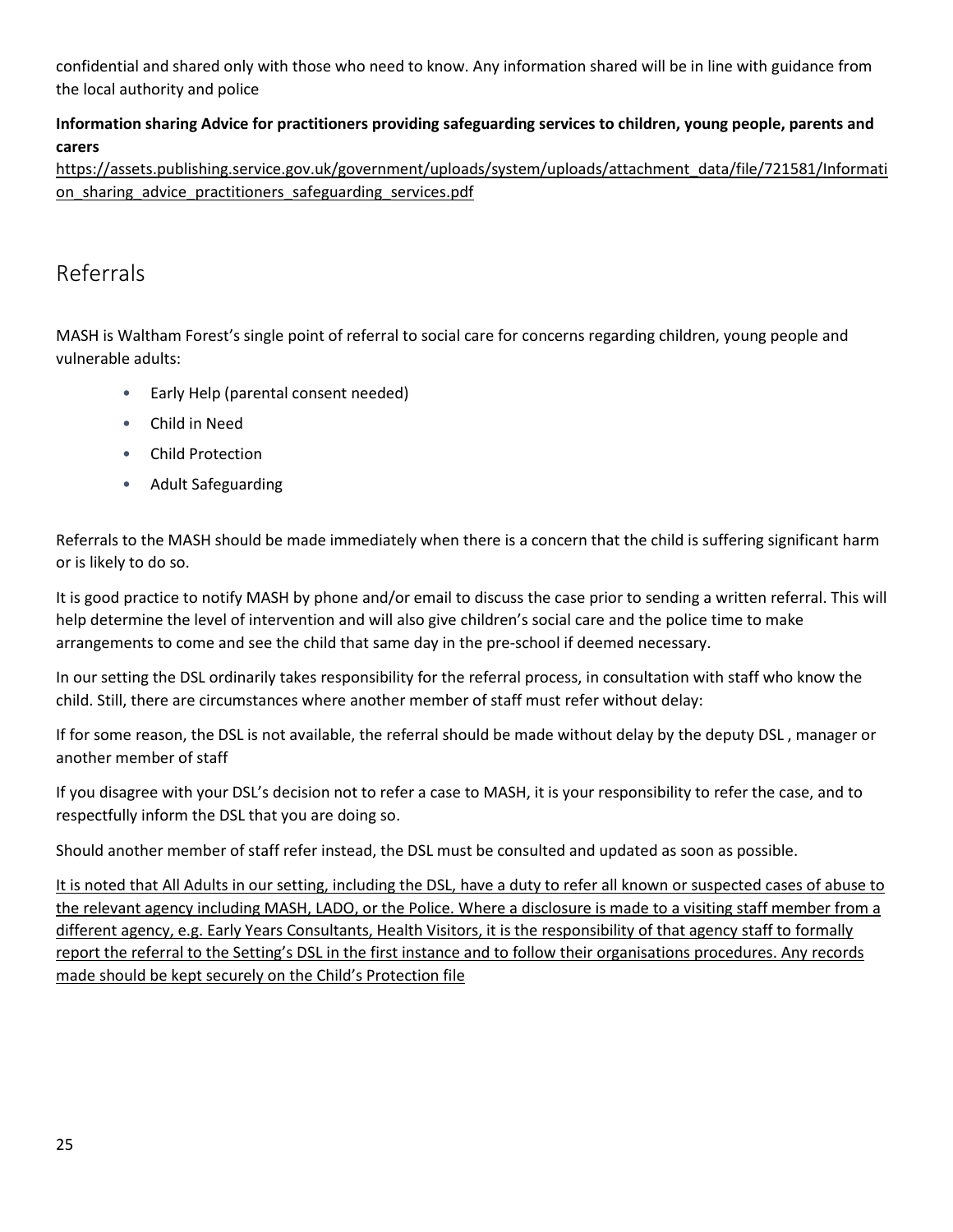confidential and shared only with those who need to know. Any information shared will be in line with guidance from the local authority and police

**Information sharing Advice for practitioners providing safeguarding services to children, young people, parents and carers**
https://assets.publishing.service.gov.uk/government/uploads/system/uploads/attachment_data/file/721581/Information_sharing_advice_practitioners_safeguarding_services.pdf

## Referrals

MASH is Waltham Forest's single point of referral to social care for concerns regarding children, young people and vulnerable adults:

- Early Help (parental consent needed)
- Child in Need
- Child Protection
- Adult Safeguarding

Referrals to the MASH should be made immediately when there is a concern that the child is suffering significant harm or is likely to do so.

It is good practice to notify MASH by phone and/or email to discuss the case prior to sending a written referral. This will help determine the level of intervention and will also give children's social care and the police time to make arrangements to come and see the child that same day in the pre-school if deemed necessary.

In our setting the DSL ordinarily takes responsibility for the referral process, in consultation with staff who know the child. Still, there are circumstances where another member of staff must refer without delay:

If for some reason, the DSL is not available, the referral should be made without delay by the deputy DSL , manager or another member of staff

If you disagree with your DSL's decision not to refer a case to MASH, it is your responsibility to refer the case, and to respectfully inform the DSL that you are doing so.

Should another member of staff refer instead, the DSL must be consulted and updated as soon as possible.

<u>It is noted that All Adults in our setting, including the DSL, have a duty to refer all known or suspected cases of abuse to the relevant agency including MASH, LADO, or the Police. Where a disclosure is made to a visiting staff member from a different agency, e.g. Early Years Consultants, Health Visitors, it is the responsibility of that agency staff to formally report the referral to the Setting's DSL in the first instance and to follow their organisations procedures. Any records made should be kept securely on the Child's Protection file</u>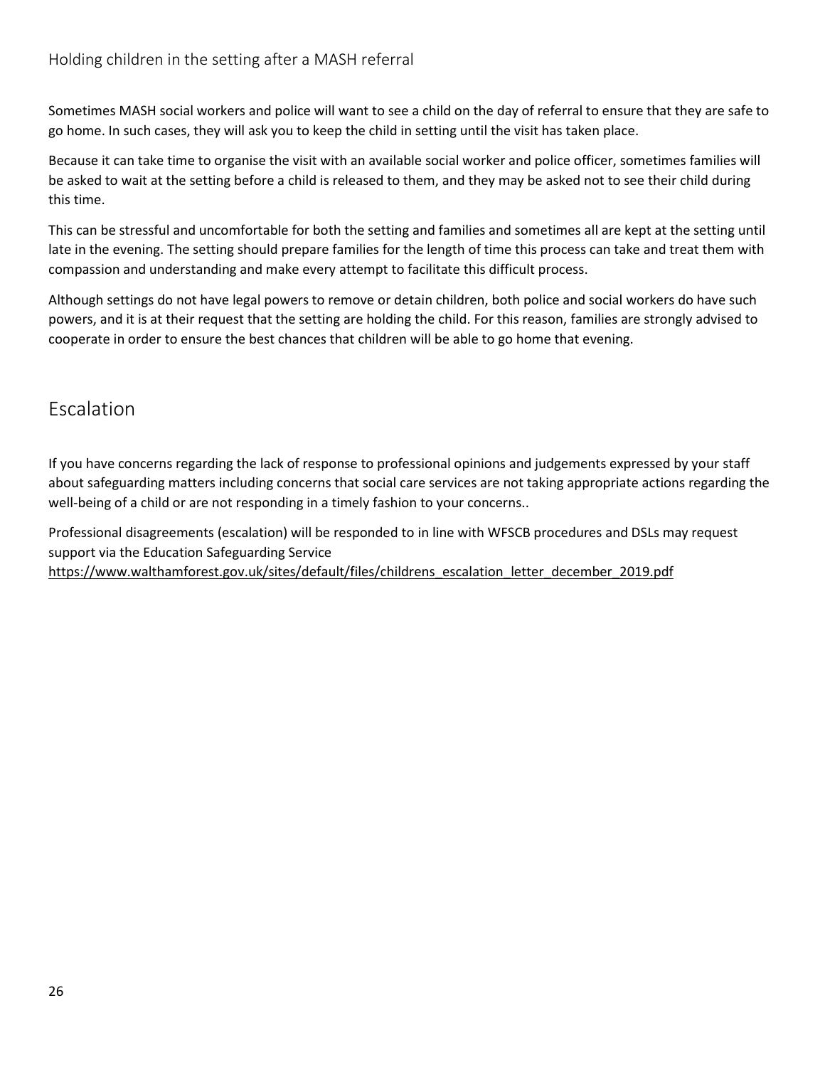### Holding children in the setting after a MASH referral

Sometimes MASH social workers and police will want to see a child on the day of referral to ensure that they are safe to go home. In such cases, they will ask you to keep the child in setting until the visit has taken place.

Because it can take time to organise the visit with an available social worker and police officer, sometimes families will be asked to wait at the setting before a child is released to them, and they may be asked not to see their child during this time.

This can be stressful and uncomfortable for both the setting and families and sometimes all are kept at the setting until late in the evening. The setting should prepare families for the length of time this process can take and treat them with compassion and understanding and make every attempt to facilitate this difficult process.

Although settings do not have legal powers to remove or detain children, both police and social workers do have such powers, and it is at their request that the setting are holding the child. For this reason, families are strongly advised to cooperate in order to ensure the best chances that children will be able to go home that evening.

## Escalation

If you have concerns regarding the lack of response to professional opinions and judgements expressed by your staff about safeguarding matters including concerns that social care services are not taking appropriate actions regarding the well-being of a child or are not responding in a timely fashion to your concerns..

Professional disagreements (escalation) will be responded to in line with WFSCB procedures and DSLs may request support via the Education Safeguarding Service https://www.walthamforest.gov.uk/sites/default/files/childrens_escalation_letter_december_2019.pdf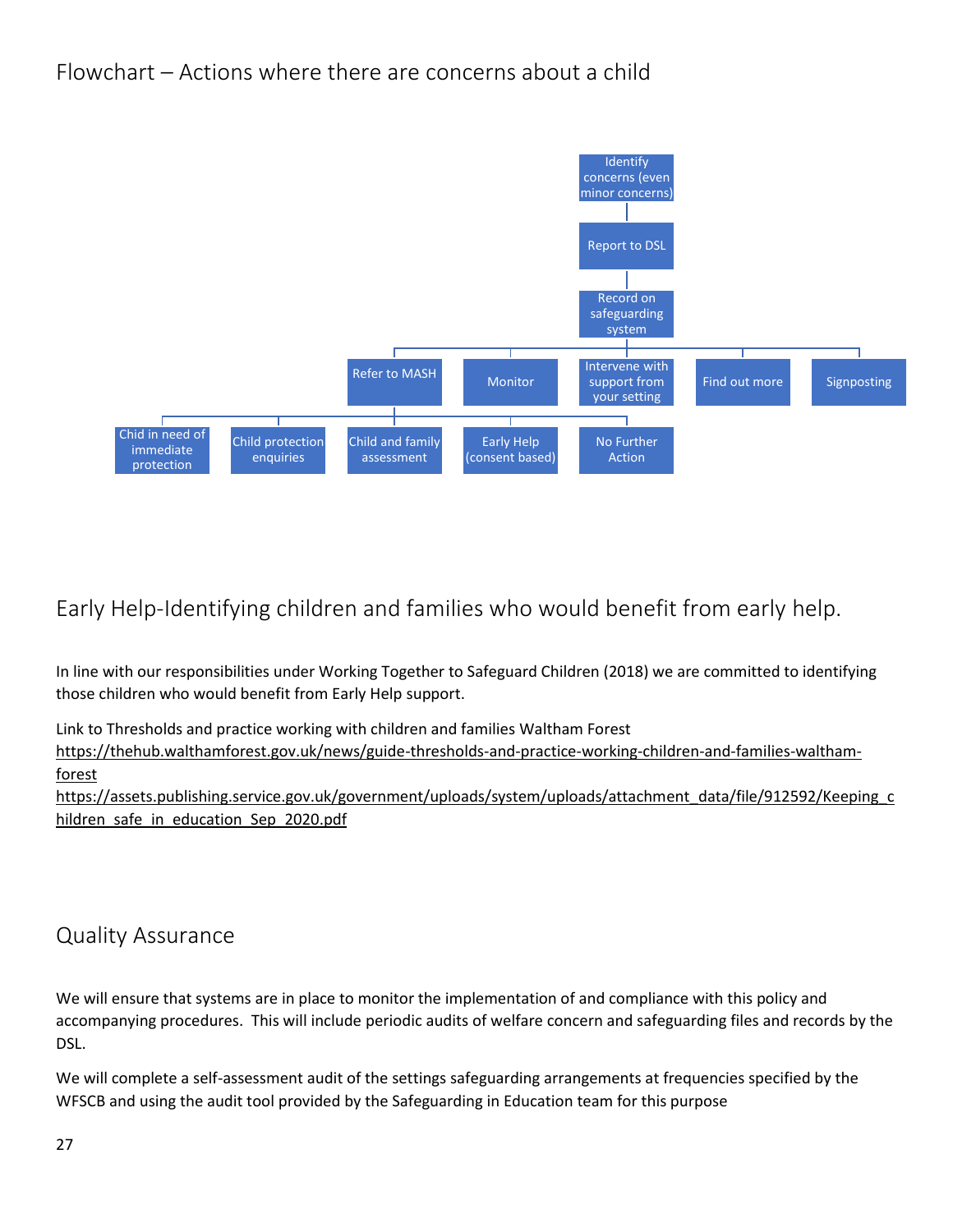## Flowchart – Actions where there are concerns about a child

- Identify concerns (even minor concerns)
  - Report to DSL
    - Record on safeguarding system
      - Refer to MASH
        - Chid in need of immediate protection
        - Child protection enquiries
        - Child and family assessment
        - Early Help (consent based)
        - No Further Action
      - Monitor
      - Intervene with support from your setting
      - Find out more
      - Signposting

## Early Help-Identifying children and families who would benefit from early help.

In line with our responsibilities under Working Together to Safeguard Children (2018) we are committed to identifying those children who would benefit from Early Help support.

Link to Thresholds and practice working with children and families Waltham Forest
https://thehub.walthamforest.gov.uk/news/guide-thresholds-and-practice-working-children-and-families-waltham-forest
https://assets.publishing.service.gov.uk/government/uploads/system/uploads/attachment_data/file/912592/Keeping_children_safe_in_education_Sep_2020.pdf

## Quality Assurance

We will ensure that systems are in place to monitor the implementation of and compliance with this policy and accompanying procedures. This will include periodic audits of welfare concern and safeguarding files and records by the DSL.

We will complete a self-assessment audit of the settings safeguarding arrangements at frequencies specified by the WFSCB and using the audit tool provided by the Safeguarding in Education team for this purpose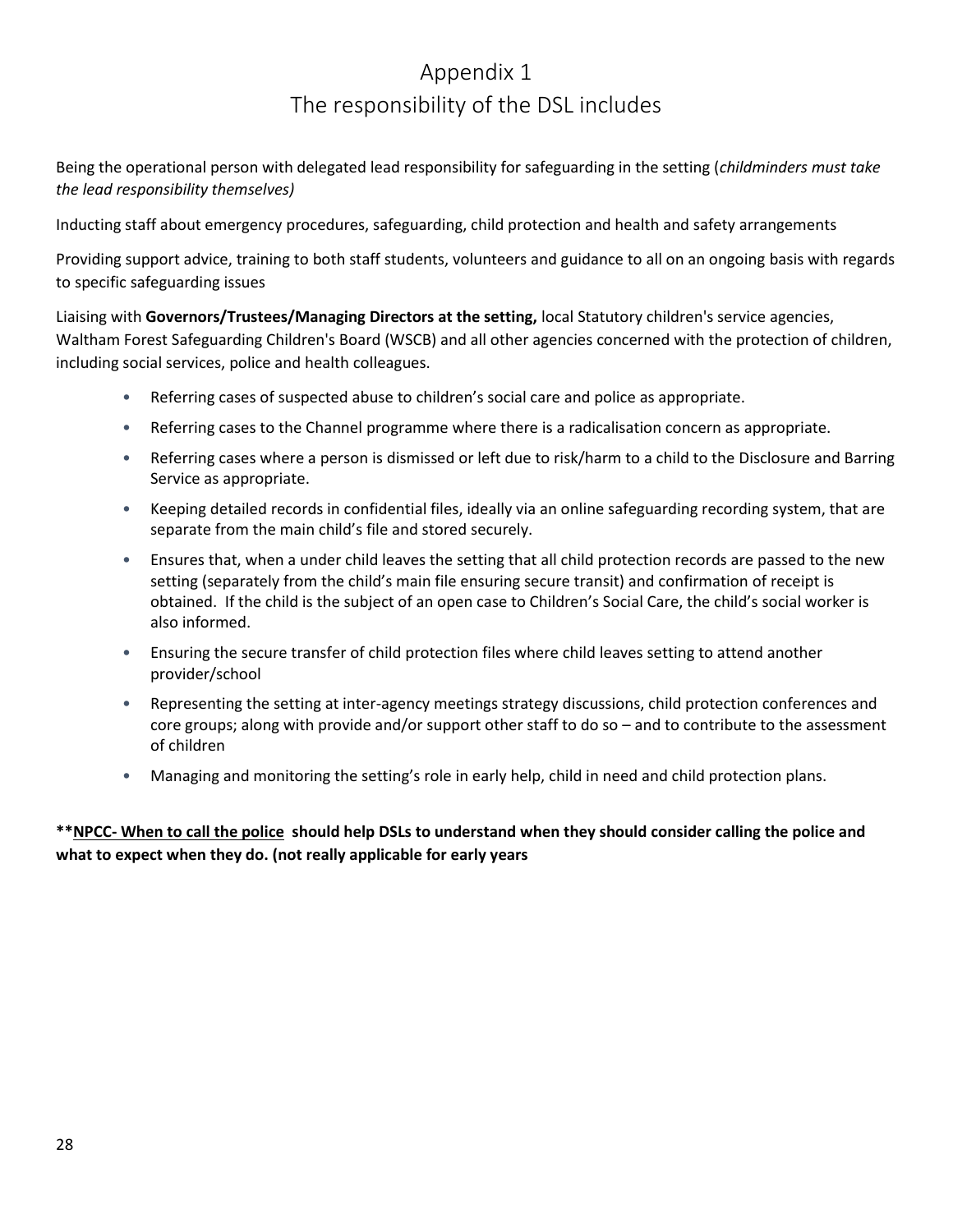# Appendix 1

## The responsibility of the DSL includes

Being the operational person with delegated lead responsibility for safeguarding in the setting (*childminders must take the lead responsibility themselves)*

Inducting staff about emergency procedures, safeguarding, child protection and health and safety arrangements

Providing support advice, training to both staff students, volunteers and guidance to all on an ongoing basis with regards to specific safeguarding issues

Liaising with **Governors/Trustees/Managing Directors at the setting,** local Statutory children's service agencies, Waltham Forest Safeguarding Children's Board (WSCB) and all other agencies concerned with the protection of children, including social services, police and health colleagues.

- Referring cases of suspected abuse to children's social care and police as appropriate.
- Referring cases to the Channel programme where there is a radicalisation concern as appropriate.
- Referring cases where a person is dismissed or left due to risk/harm to a child to the Disclosure and Barring Service as appropriate.
- Keeping detailed records in confidential files, ideally via an online safeguarding recording system, that are separate from the main child's file and stored securely.
- Ensures that, when a under child leaves the setting that all child protection records are passed to the new setting (separately from the child's main file ensuring secure transit) and confirmation of receipt is obtained. If the child is the subject of an open case to Children's Social Care, the child's social worker is also informed.
- Ensuring the secure transfer of child protection files where child leaves setting to attend another provider/school
- Representing the setting at inter-agency meetings strategy discussions, child protection conferences and core groups; along with provide and/or support other staff to do so – and to contribute to the assessment of children
- Managing and monitoring the setting's role in early help, child in need and child protection plans.

**\*\*<u>NPCC- When to call the police</u> should help DSLs to understand when they should consider calling the police and what to expect when they do. (not really applicable for early years**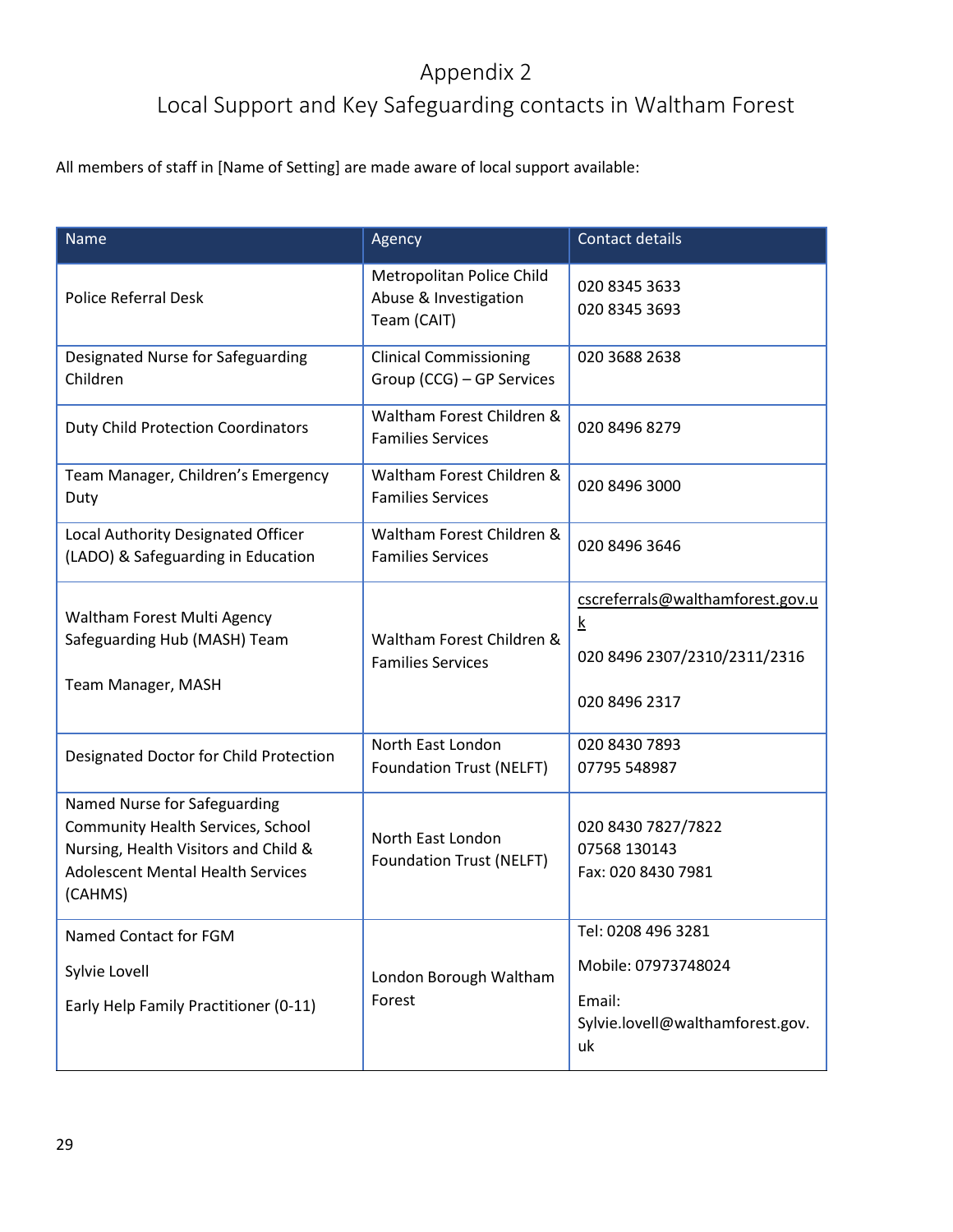# Appendix 2

## Local Support and Key Safeguarding contacts in Waltham Forest

All members of staff in [Name of Setting] are made aware of local support available:

| Name | Agency | Contact details |
|---|---|---|
| Police Referral Desk | Metropolitan Police Child Abuse & Investigation Team (CAIT) | 020 8345 3633<br>020 8345 3693 |
| Designated Nurse for Safeguarding Children | Clinical Commissioning Group (CCG) – GP Services | 020 3688 2638 |
| Duty Child Protection Coordinators | Waltham Forest Children & Families Services | 020 8496 8279 |
| Team Manager, Children's Emergency Duty | Waltham Forest Children & Families Services | 020 8496 3000 |
| Local Authority Designated Officer (LADO) & Safeguarding in Education | Waltham Forest Children & Families Services | 020 8496 3646 |
| Waltham Forest Multi Agency Safeguarding Hub (MASH) Team<br><br>Team Manager, MASH | Waltham Forest Children & Families Services | cscreferrals@walthamforest.gov.uk<br><br>020 8496 2307/2310/2311/2316<br><br>020 8496 2317 |
| Designated Doctor for Child Protection | North East London Foundation Trust (NELFT) | 020 8430 7893<br>07795 548987 |
| Named Nurse for Safeguarding Community Health Services, School Nursing, Health Visitors and Child & Adolescent Mental Health Services (CAHMS) | North East London Foundation Trust (NELFT) | 020 8430 7827/7822<br>07568 130143<br>Fax: 020 8430 7981 |
| Named Contact for FGM<br><br>Sylvie Lovell<br><br>Early Help Family Practitioner (0-11) | London Borough Waltham Forest | Tel: 0208 496 3281<br><br>Mobile: 07973748024<br><br>Email: Sylvie.lovell@walthamforest.gov.uk |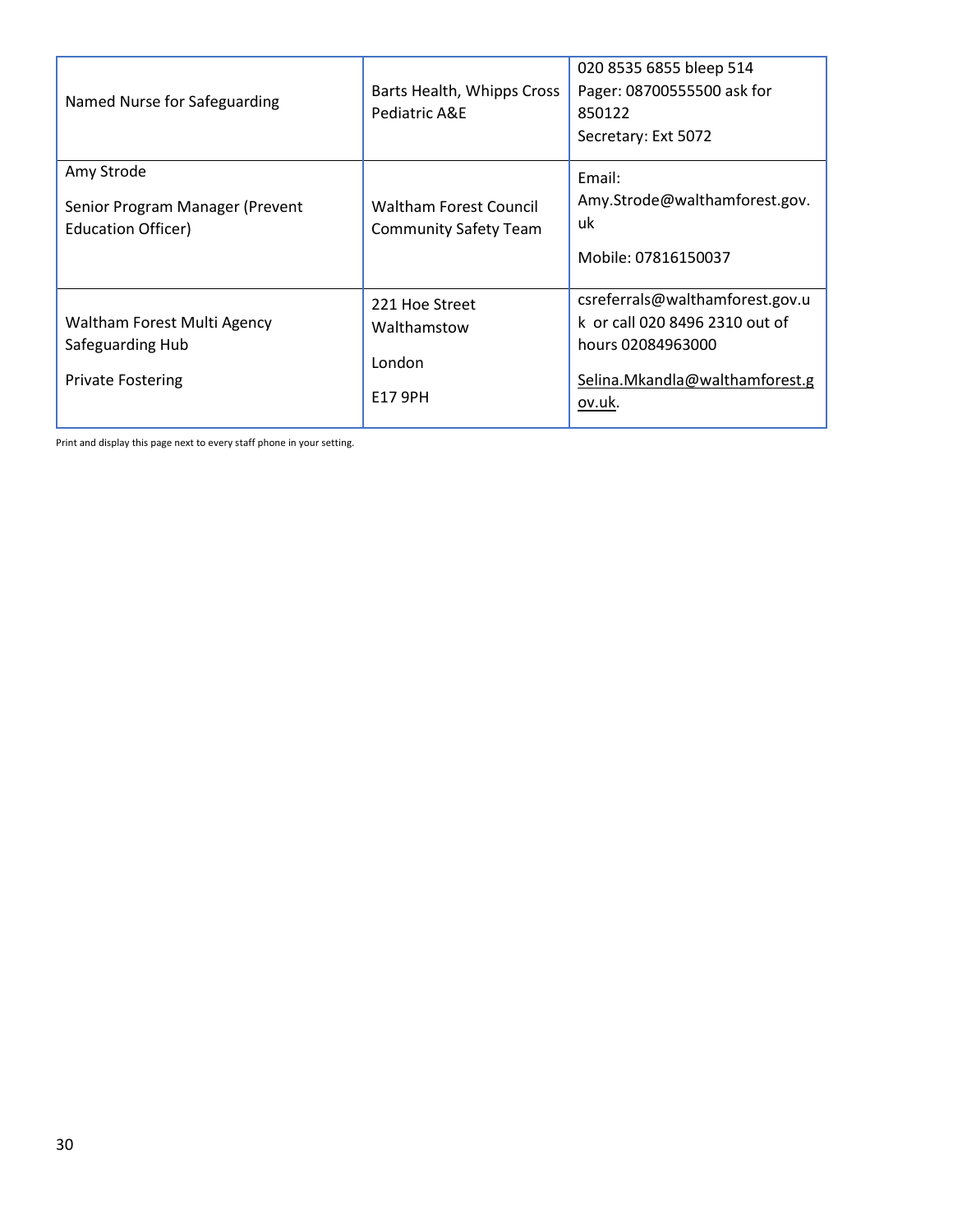| | | |
|---|---|---|
| Named Nurse for Safeguarding | Barts Health, Whipps Cross Pediatric A&E | 020 8535 6855 bleep 514<br>Pager: 08700555500 ask for 850122<br>Secretary: Ext 5072 |
| Amy Strode<br><br>Senior Program Manager (Prevent Education Officer) | Waltham Forest Council Community Safety Team | Email: Amy.Strode@walthamforest.gov.uk<br><br>Mobile: 07816150037 |
| Waltham Forest Multi Agency Safeguarding Hub<br><br>Private Fostering | 221 Hoe Street<br>Walthamstow<br><br>London<br><br>E17 9PH | csreferrals@walthamforest.gov.uk or call 020 8496 2310 out of hours 02084963000<br><br>Selina.Mkandla@walthamforest.gov.uk. |

Print and display this page next to every staff phone in your setting.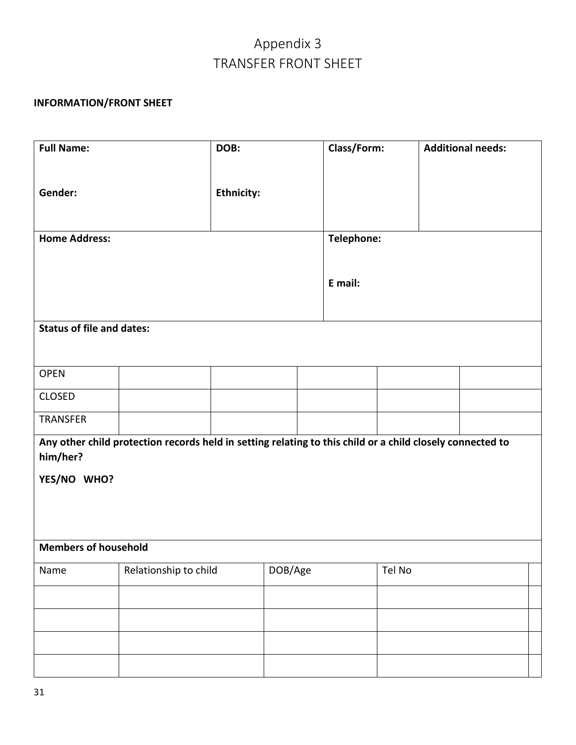# Appendix 3
# TRANSFER FRONT SHEET

**INFORMATION/FRONT SHEET**

| **Full Name:** | **DOB:** | **Class/Form:** | **Additional needs:** |
|---|---|---|---|
| **Gender:** | **Ethnicity:** | | |
| **Home Address:** | | **Telephone:** | |
| | | **E mail:** | |

**Status of file and dates:**

| | | | | | |
|---|---|---|---|---|---|
| OPEN | | | | | |
| CLOSED | | | | | |
| TRANSFER | | | | | |

**Any other child protection records held in setting relating to this child or a child closely connected to him/her?**

**YES/NO WHO?**

**Members of household**

| Name | Relationship to child | DOB/Age | Tel No | |
|---|---|---|---|---|
| | | | | |
| | | | | |
| | | | | |
| | | | | |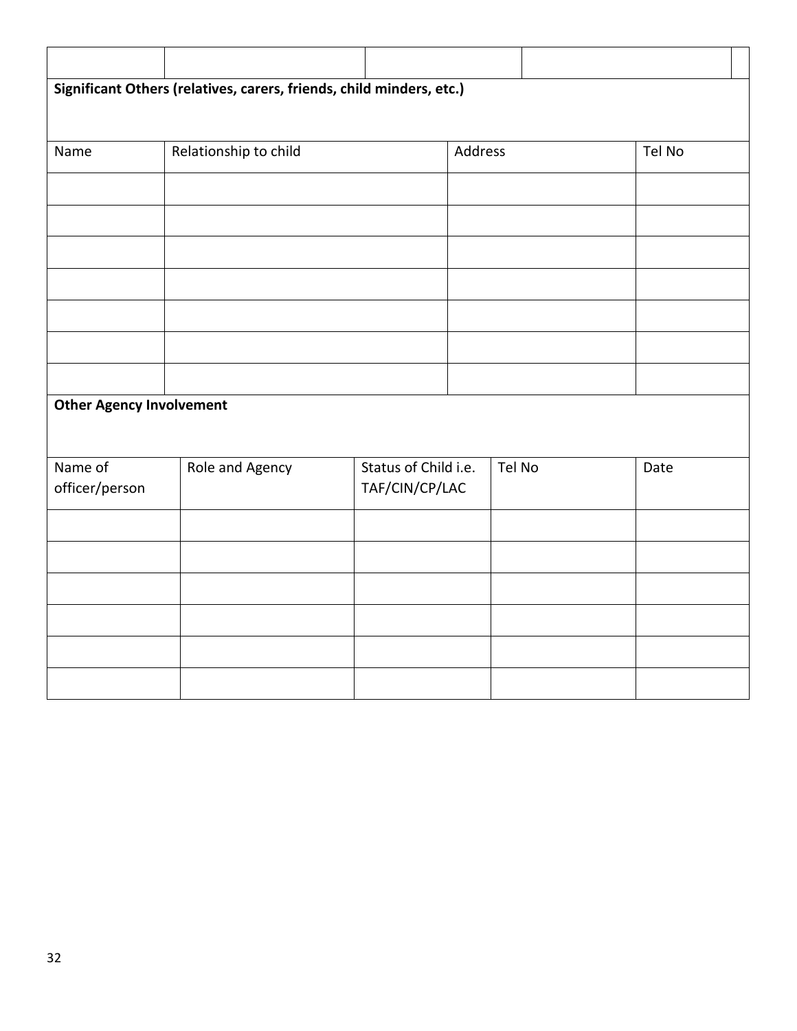| | | | | |
|---|---|---|---|---|
| | | | | |

**Significant Others (relatives, carers, friends, child minders, etc.)**

| Name | Relationship to child | Address | Tel No |
|---|---|---|---|
| | | | |
| | | | |
| | | | |
| | | | |
| | | | |
| | | | |
| | | | |

**Other Agency Involvement**

| Name of officer/person | Role and Agency | Status of Child i.e. TAF/CIN/CP/LAC | Tel No | Date |
|---|---|---|---|---|
| | | | | |
| | | | | |
| | | | | |
| | | | | |
| | | | | |
| | | | | |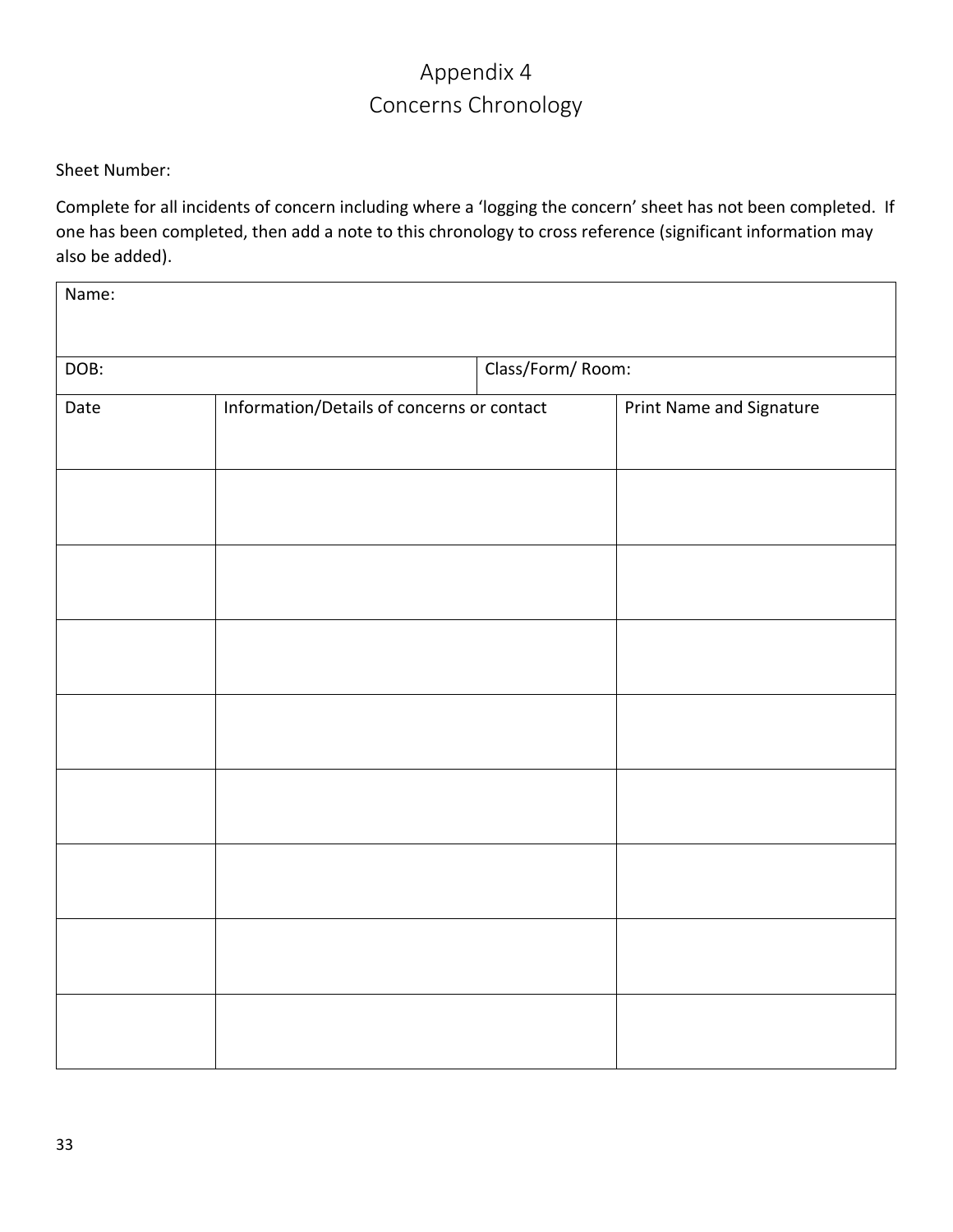# Appendix 4
# Concerns Chronology

Sheet Number:

Complete for all incidents of concern including where a 'logging the concern' sheet has not been completed. If one has been completed, then add a note to this chronology to cross reference (significant information may also be added).

| Name: | | |
|---|---|---|
| DOB: | Class/Form/ Room: | |
| Date | Information/Details of concerns or contact | Print Name and Signature |
| | | |
| | | |
| | | |
| | | |
| | | |
| | | |
| | | |
| | | |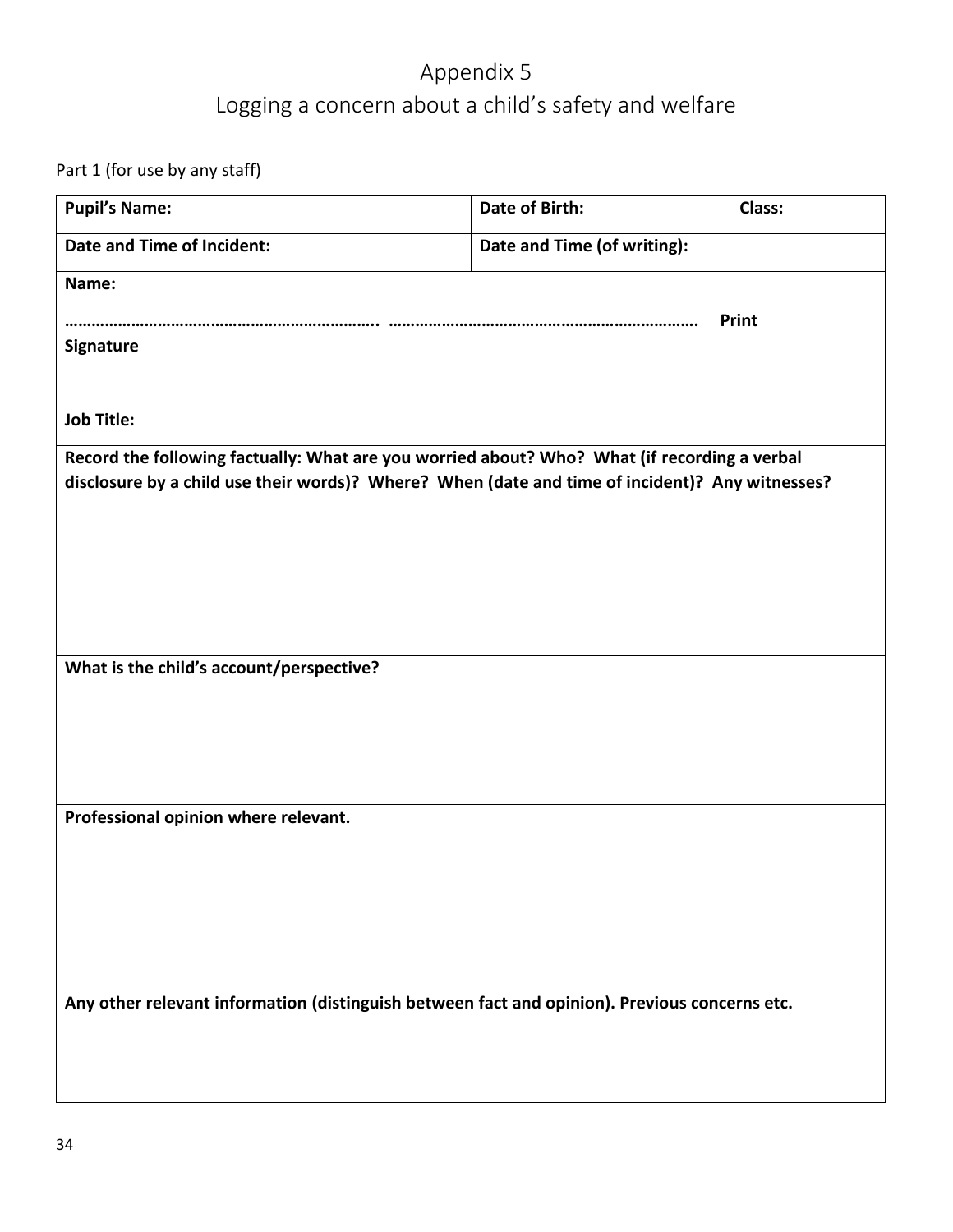# Appendix 5

## Logging a concern about a child's safety and welfare

Part 1 (for use by any staff)

| **Pupil's Name:** | **Date of Birth:** **Class:** |
|---|---|
| **Date and Time of Incident:** | **Date and Time (of writing):** |
| **Name:**<br><br>……………………………………………………………. ……………………………………………………………. **Print Signature**<br><br>**Job Title:** | |
| **Record the following factually: What are you worried about? Who? What (if recording a verbal disclosure by a child use their words)? Where? When (date and time of incident)? Any witnesses?** | |
| **What is the child's account/perspective?** | |
| **Professional opinion where relevant.** | |
| **Any other relevant information (distinguish between fact and opinion). Previous concerns etc.** | |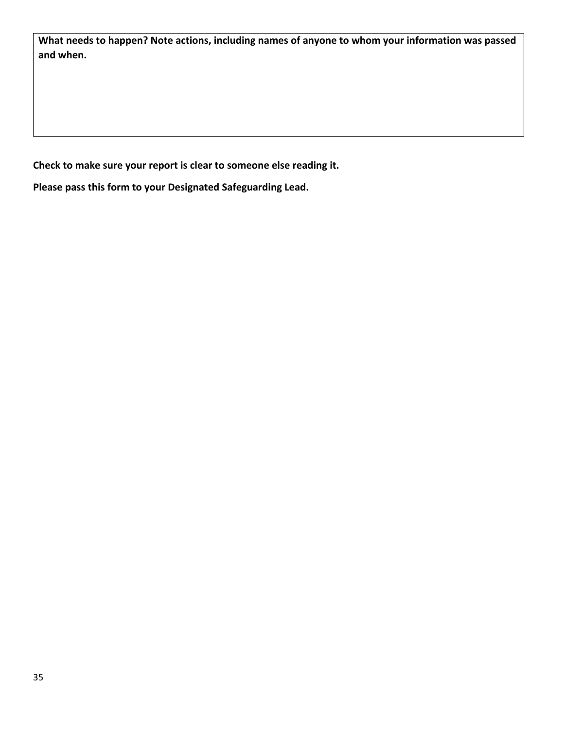| **What needs to happen? Note actions, including names of anyone to whom your information was passed and when.** |
| --- |
| |

**Check to make sure your report is clear to someone else reading it.**

**Please pass this form to your Designated Safeguarding Lead.**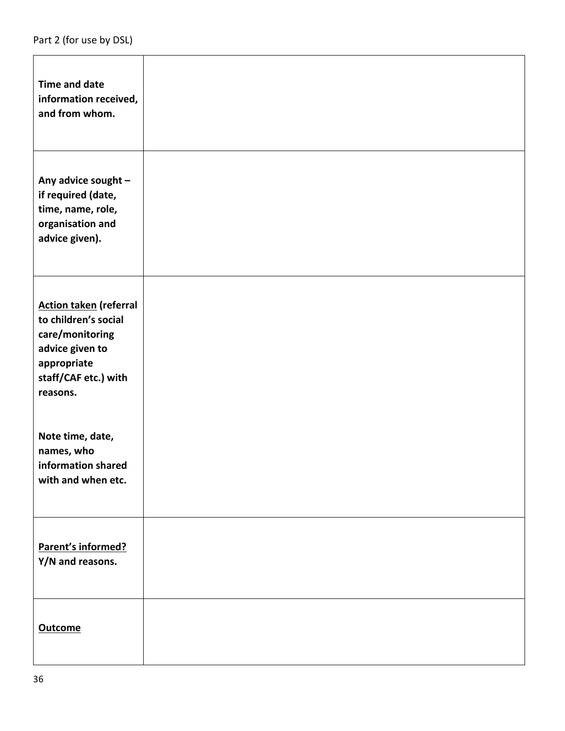Part 2 (for use by DSL)

| | |
|---|---|
| **Time and date information received, and from whom.** | |
| **Any advice sought – if required (date, time, name, role, organisation and advice given).** | |
| **<u>Action taken</u> (referral to children's social care/monitoring advice given to appropriate staff/CAF etc.) with reasons.**<br><br>**Note time, date, names, who information shared with and when etc.** | |
| **<u>Parent's informed?</u> Y/N and reasons.** | |
| **<u>Outcome</u>** | |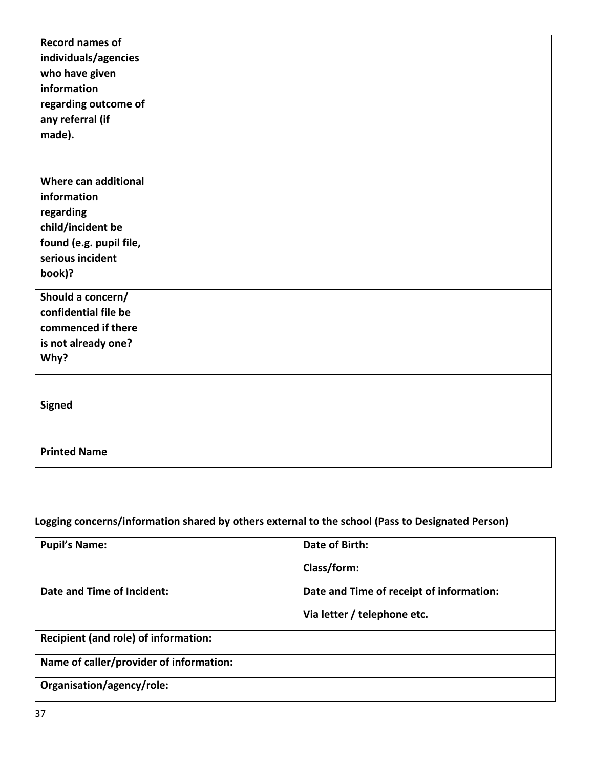| **Record names of individuals/agencies who have given information regarding outcome of any referral (if made).** | |
|---|---|
| **Where can additional information regarding child/incident be found (e.g. pupil file, serious incident book)?** | |
| **Should a concern/ confidential file be commenced if there is not already one? Why?** | |
| **Signed** | |
| **Printed Name** | |

**Logging concerns/information shared by others external to the school (Pass to Designated Person)**

| **Pupil's Name:** | **Date of Birth:**<br><br>**Class/form:** |
|---|---|
| **Date and Time of Incident:** | **Date and Time of receipt of information:**<br><br>**Via letter / telephone etc.** |
| **Recipient (and role) of information:** | |
| **Name of caller/provider of information:** | |
| **Organisation/agency/role:** | |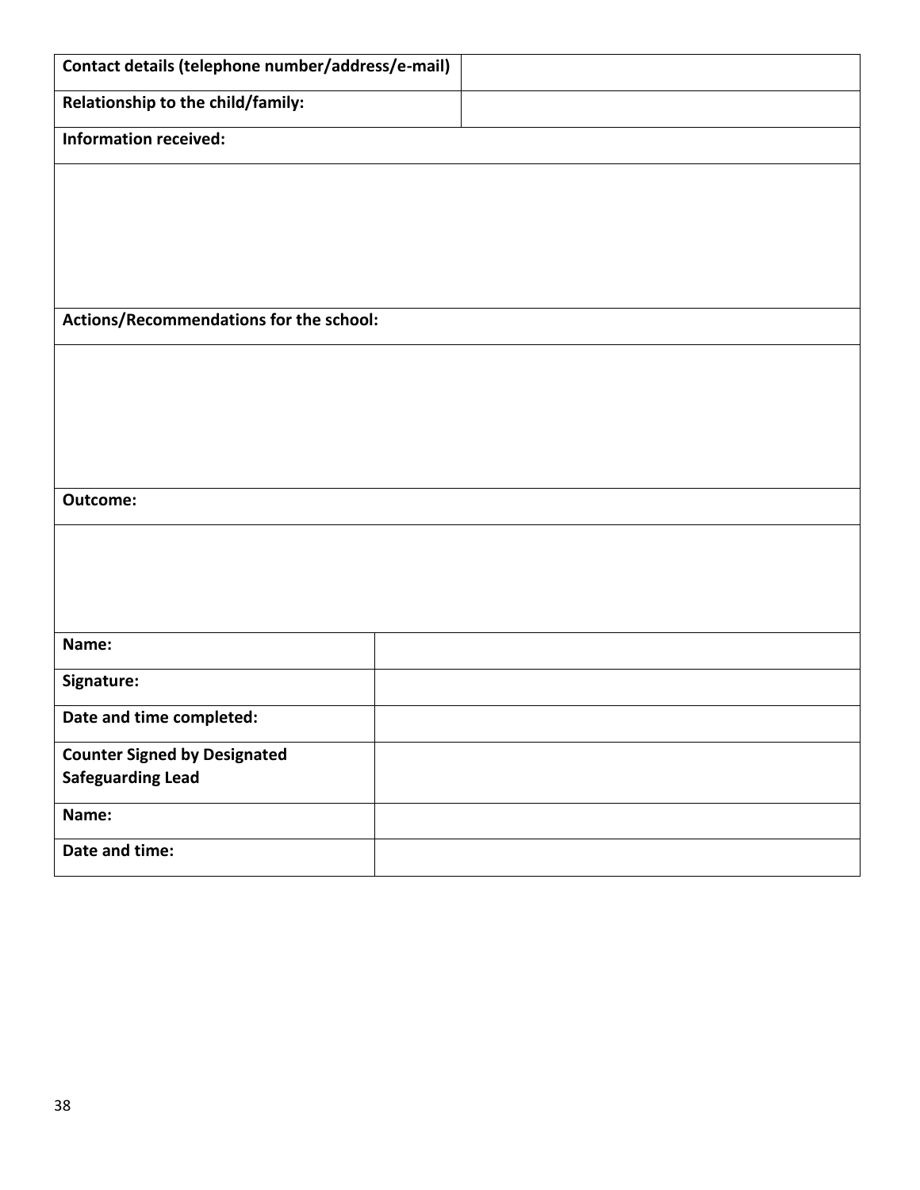| **Contact details (telephone number/address/e-mail)** | |
|---|---|
| **Relationship to the child/family:** | |
| **Information received:** | |
| | |
| **Actions/Recommendations for the school:** | |
| | |
| **Outcome:** | |
| | |

| **Name:** | |
|---|---|
| **Signature:** | |
| **Date and time completed:** | |
| **Counter Signed by Designated Safeguarding Lead** | |
| **Name:** | |
| **Date and time:** | |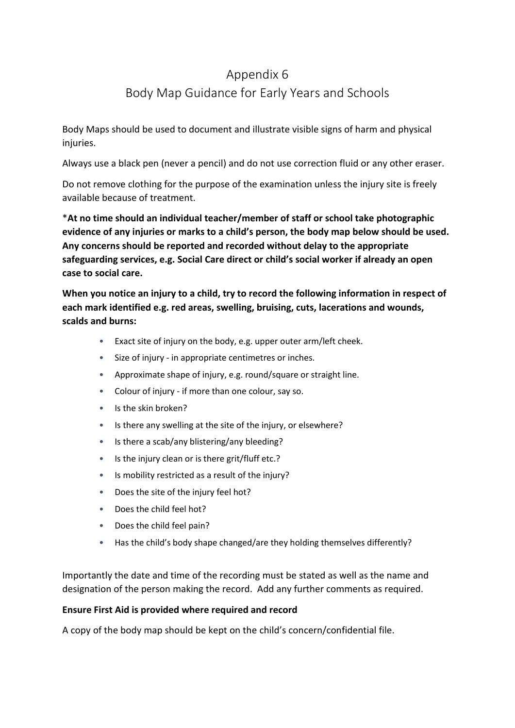# Appendix 6

## Body Map Guidance for Early Years and Schools

Body Maps should be used to document and illustrate visible signs of harm and physical injuries.

Always use a black pen (never a pencil) and do not use correction fluid or any other eraser.

Do not remove clothing for the purpose of the examination unless the injury site is freely available because of treatment.

*​**At no time should an individual teacher/member of staff or school take photographic evidence of any injuries or marks to a child's person, the body map below should be used. Any concerns should be reported and recorded without delay to the appropriate safeguarding services, e.g. Social Care direct or child's social worker if already an open case to social care.**

**When you notice an injury to a child, try to record the following information in respect of each mark identified e.g. red areas, swelling, bruising, cuts, lacerations and wounds, scalds and burns:**

- Exact site of injury on the body, e.g. upper outer arm/left cheek.
- Size of injury - in appropriate centimetres or inches.
- Approximate shape of injury, e.g. round/square or straight line.
- Colour of injury - if more than one colour, say so.
- Is the skin broken?
- Is there any swelling at the site of the injury, or elsewhere?
- Is there a scab/any blistering/any bleeding?
- Is the injury clean or is there grit/fluff etc.?
- Is mobility restricted as a result of the injury?
- Does the site of the injury feel hot?
- Does the child feel hot?
- Does the child feel pain?
- Has the child's body shape changed/are they holding themselves differently?

Importantly the date and time of the recording must be stated as well as the name and designation of the person making the record. Add any further comments as required.

**Ensure First Aid is provided where required and record**

A copy of the body map should be kept on the child's concern/confidential file.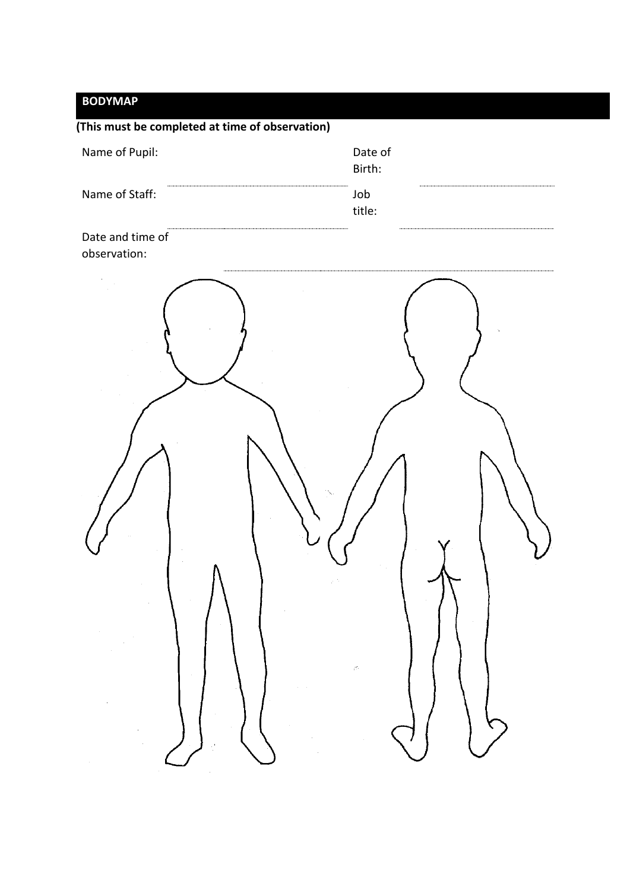## BODYMAP

**(This must be completed at time of observation)**

Name of Pupil: ........................................ Date of Birth: ........................................

Name of Staff: ........................................ Job title: ........................................

Date and time of observation: ........................................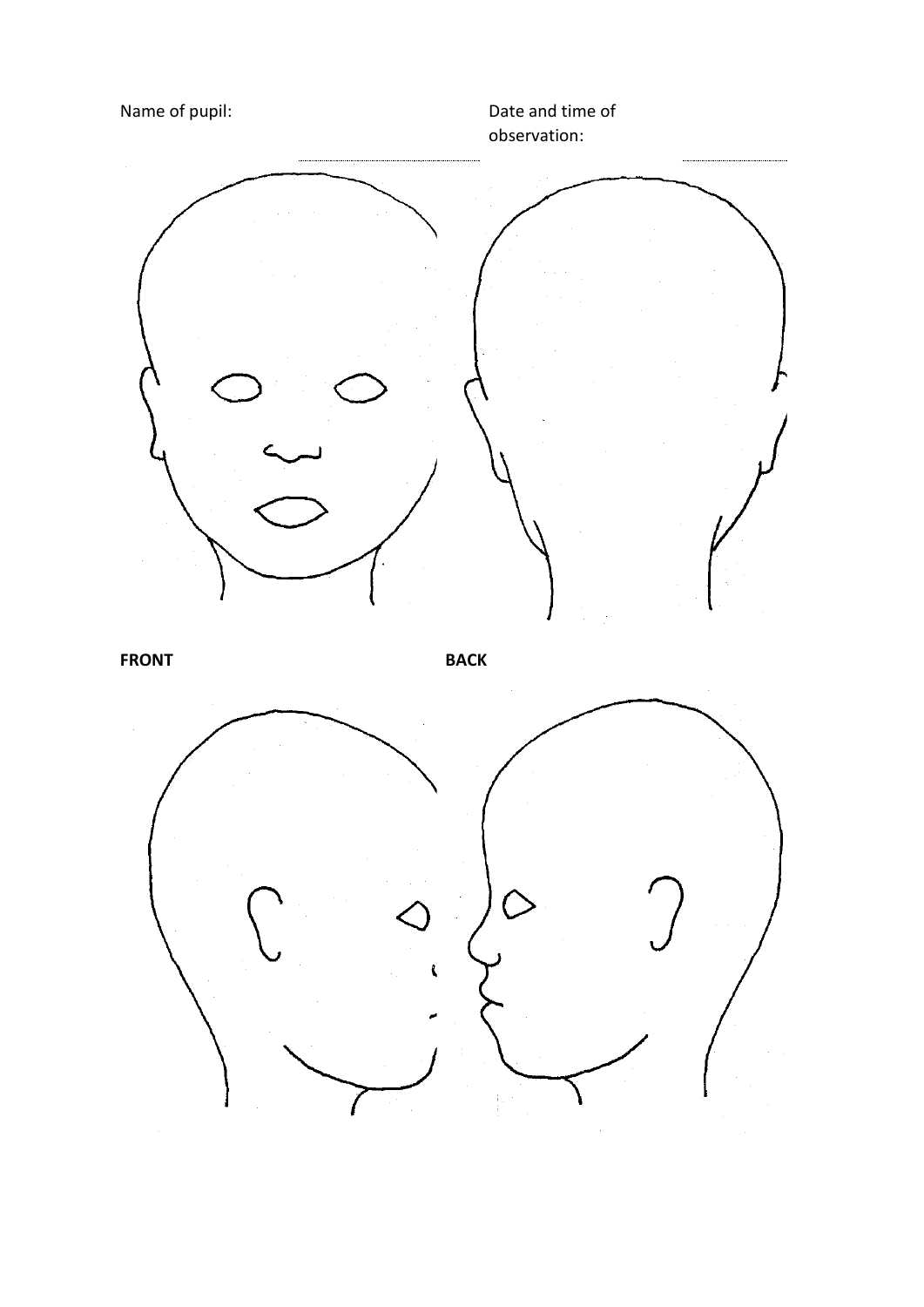Name of pupil: ........................................ Date and time of observation: ....................

**FRONT** **BACK**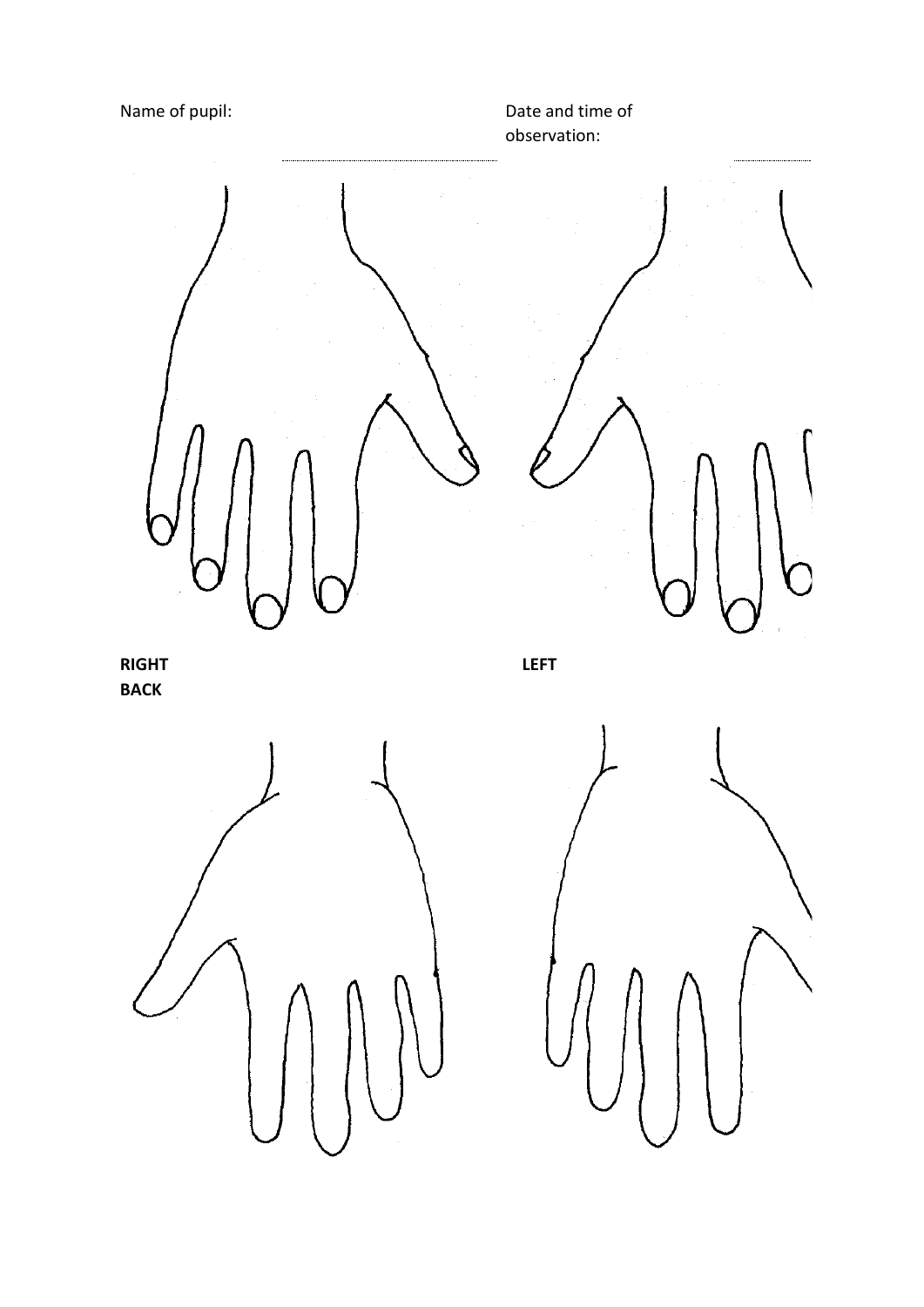Name of pupil: ..............................................

Date and time of observation: ..............

**RIGHT**

**LEFT**

**BACK**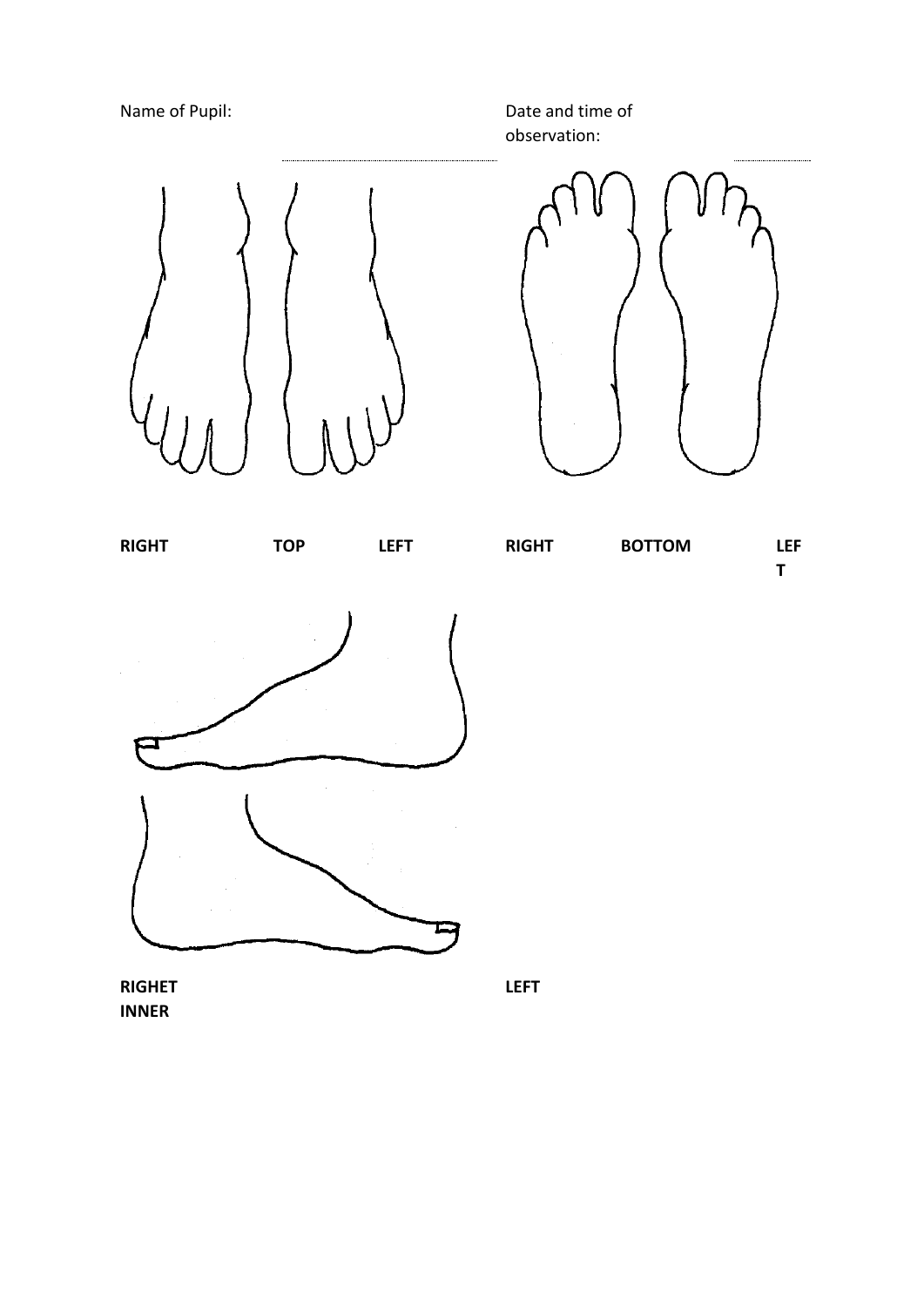Name of Pupil: ............................................ Date and time of observation: ............

**RIGHT** **TOP** **LEFT** **RIGHT** **BOTTOM** **LEF T**

**RIGHET INNER** **LEFT**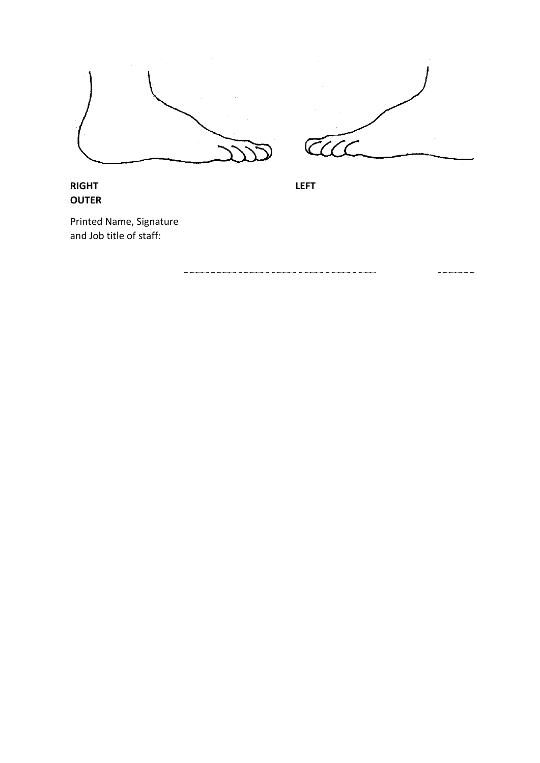**RIGHT**
**OUTER**

**LEFT**

Printed Name, Signature and Job title of staff: .................................................................................... ....................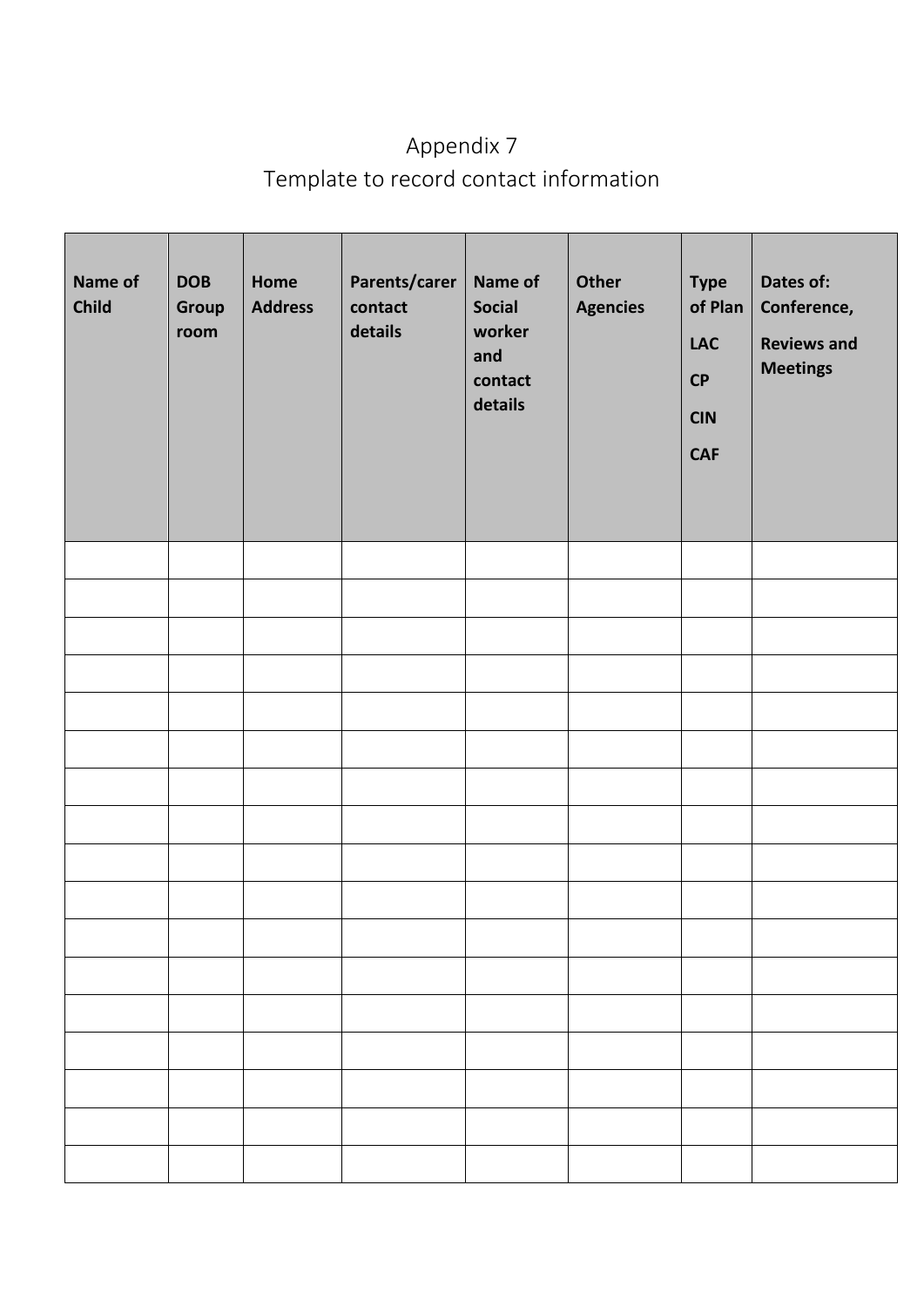# Appendix 7
## Template to record contact information

| Name of Child | DOB Group room | Home Address | Parents/carer contact details | Name of Social worker and contact details | Other Agencies | Type of Plan LAC CP CIN CAF | Dates of: Conference, Reviews and Meetings |
|---|---|---|---|---|---|---|---|
| | | | | | | | |
| | | | | | | | |
| | | | | | | | |
| | | | | | | | |
| | | | | | | | |
| | | | | | | | |
| | | | | | | | |
| | | | | | | | |
| | | | | | | | |
| | | | | | | | |
| | | | | | | | |
| | | | | | | | |
| | | | | | | | |
| | | | | | | | |
| | | | | | | | |
| | | | | | | | |
| | | | | | | | |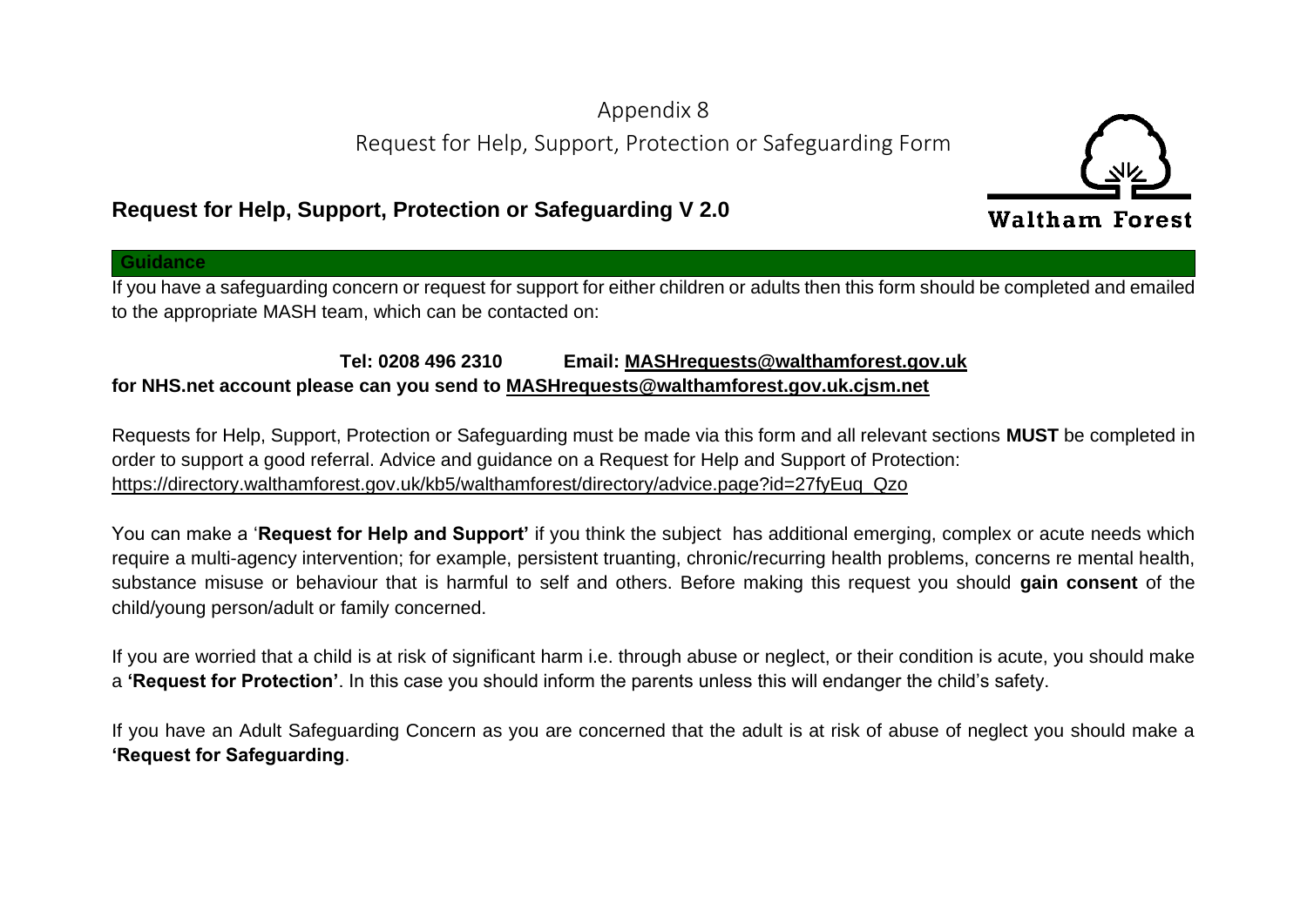Appendix 8

Request for Help, Support, Protection or Safeguarding Form

## Request for Help, Support, Protection or Safeguarding V 2.0

Waltham Forest

### Guidance

If you have a safeguarding concern or request for support for either children or adults then this form should be completed and emailed to the appropriate MASH team, which can be contacted on:

**Tel: 0208 496 2310 Email: MASHrequests@walthamforest.gov.uk**
**for NHS.net account please can you send to MASHrequests@walthamforest.gov.uk.cjsm.net**

Requests for Help, Support, Protection or Safeguarding must be made via this form and all relevant sections **MUST** be completed in order to support a good referral. Advice and guidance on a Request for Help and Support of Protection: https://directory.walthamforest.gov.uk/kb5/walthamforest/directory/advice.page?id=27fyEuq_Qzo

You can make a '**Request for Help and Support'** if you think the subject has additional emerging, complex or acute needs which require a multi-agency intervention; for example, persistent truanting, chronic/recurring health problems, concerns re mental health, substance misuse or behaviour that is harmful to self and others. Before making this request you should **gain consent** of the child/young person/adult or family concerned.

If you are worried that a child is at risk of significant harm i.e. through abuse or neglect, or their condition is acute, you should make a **'Request for Protection'**. In this case you should inform the parents unless this will endanger the child's safety.

If you have an Adult Safeguarding Concern as you are concerned that the adult is at risk of abuse of neglect you should make a **'Request for Safeguarding**.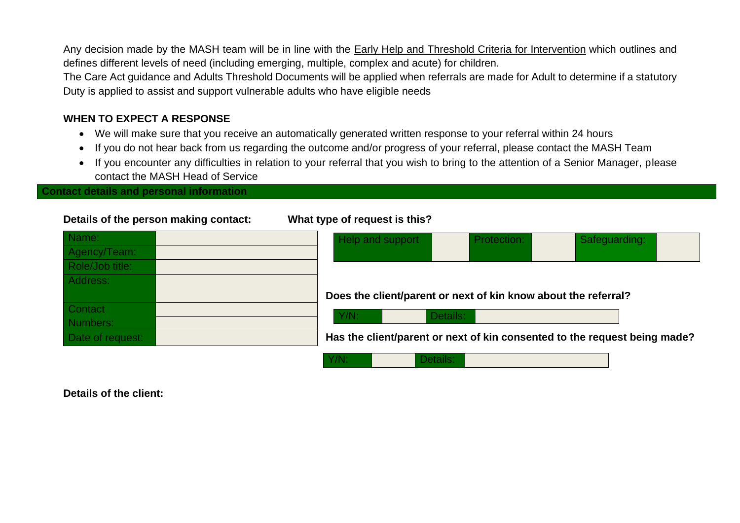Any decision made by the MASH team will be in line with the Early Help and Threshold Criteria for Intervention which outlines and defines different levels of need (including emerging, multiple, complex and acute) for children.

The Care Act guidance and Adults Threshold Documents will be applied when referrals are made for Adult to determine if a statutory Duty is applied to assist and support vulnerable adults who have eligible needs

### WHEN TO EXPECT A RESPONSE

- We will make sure that you receive an automatically generated written response to your referral within 24 hours
- If you do not hear back from us regarding the outcome and/or progress of your referral, please contact the MASH Team
- If you encounter any difficulties in relation to your referral that you wish to bring to the attention of a Senior Manager, please contact the MASH Head of Service

## Contact details and personal information

**Details of the person making contact:**

| Name: | |
|---|---|
| Agency/Team: | |
| Role/Job title: | |
| Address: | |
| Contact Numbers: | |
| | |
| Date of request: | |

**What type of request is this?**

| Help and support | | Protection: | | Safeguarding: | |
|---|---|---|---|---|---|

**Does the client/parent or next of kin know about the referral?**

| Y/N: | | Details: | |
|---|---|---|---|

**Has the client/parent or next of kin consented to the request being made?**

| Y/N: | | Details: | |
|---|---|---|---|

**Details of the client:**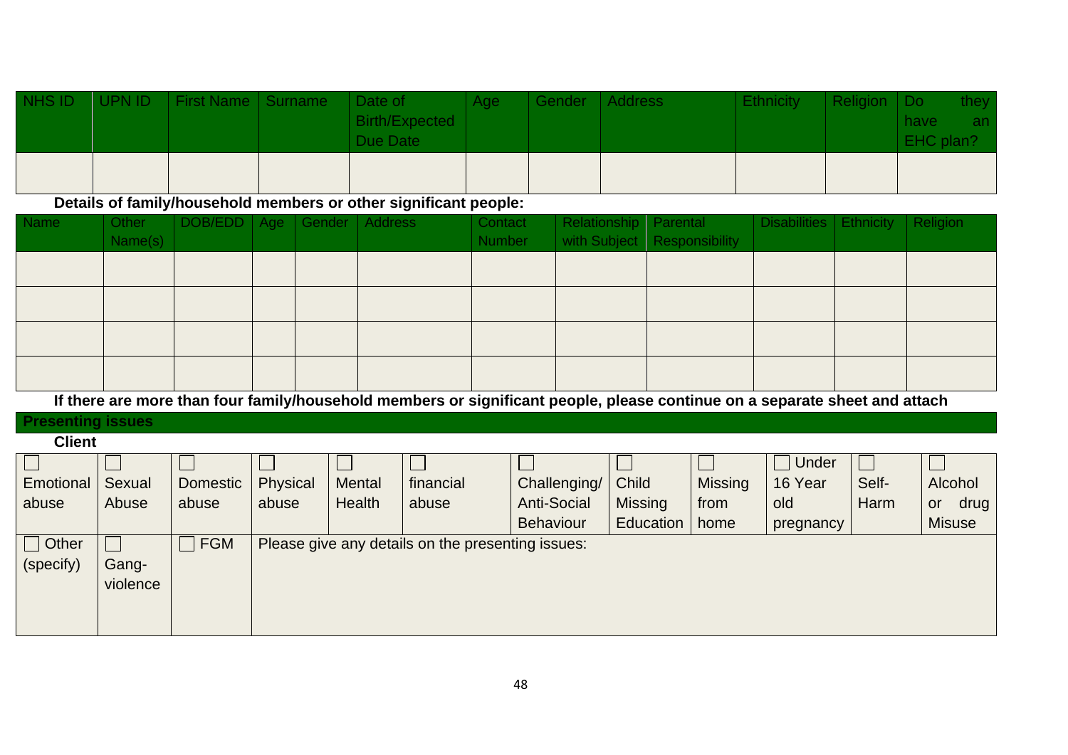| NHS ID | UPN ID | First Name | Surname | Date of Birth/Expected Due Date | Age | Gender | Address | Ethnicity | Religion | Do they have an EHC plan? |
|---|---|---|---|---|---|---|---|---|---|---|
| | | | | | | | | | | |

**Details of family/household members or other significant people:**

| Name | Other Name(s) | DOB/EDD | Age | Gender | Address | Contact Number | Relationship with Subject | Parental Responsibility | Disabilities | Ethnicity | Religion |
|---|---|---|---|---|---|---|---|---|---|---|---|
| | | | | | | | | | | | |
| | | | | | | | | | | | |
| | | | | | | | | | | | |
| | | | | | | | | | | | |

**If there are more than four family/household members or significant people, please continue on a separate sheet and attach**

## Presenting issues

**Client**

| ☐ Emotional abuse | ☐ Sexual Abuse | ☐ Domestic abuse | ☐ Physical abuse | ☐ Mental Health | ☐ financial abuse | ☐ Challenging/ Anti-Social Behaviour | ☐ Child Missing Education | ☐ Missing from home | ☐ Under 16 Year old pregnancy | ☐ Self-Harm | ☐ Alcohol or drug Misuse |
|---|---|---|---|---|---|---|---|---|---|---|---|
| ☐ Other (specify) | ☐ Gang-violence | ☐ FGM | Please give any details on the presenting issues: | | | | | | | | |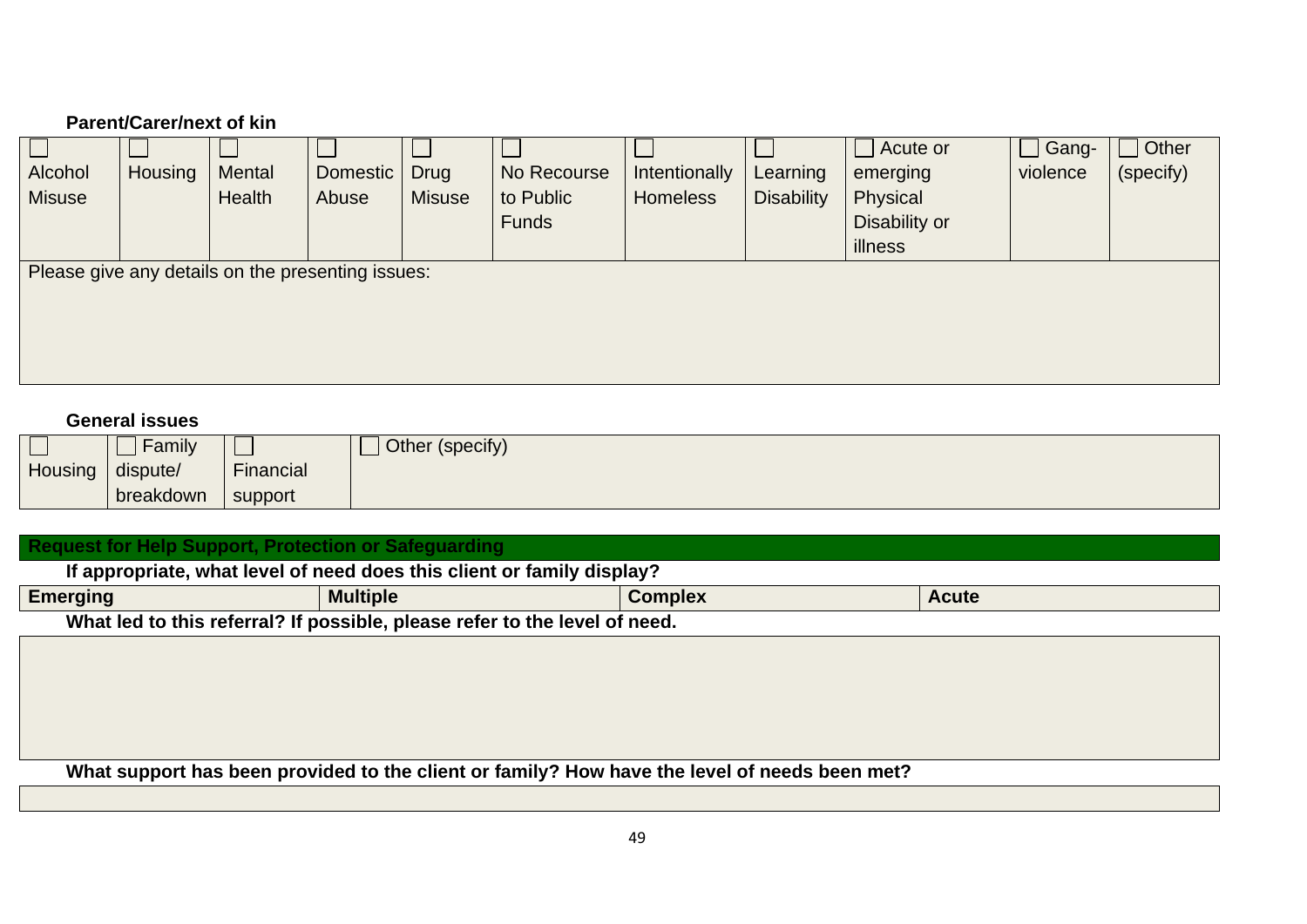**Parent/Carer/next of kin**

| ☐ Alcohol Misuse | ☐ Housing | ☐ Mental Health | ☐ Domestic Abuse | ☐ Drug Misuse | ☐ No Recourse to Public Funds | ☐ Intentionally Homeless | ☐ Learning Disability | ☐ Acute or emerging Physical Disability or illness | ☐ Gang-violence | ☐ Other (specify) |
|---|---|---|---|---|---|---|---|---|---|---|
| Please give any details on the presenting issues: | | | | | | | | | | |

**General issues**

| ☐ Housing | ☐ Family dispute/ breakdown | ☐ Financial support | ☐ Other (specify) |
|---|---|---|---|

**Request for Help Support, Protection or Safeguarding**

**If appropriate, what level of need does this client or family display?**

| **Emerging** | **Multiple** | **Complex** | **Acute** |
|---|---|---|---|

**What led to this referral? If possible, please refer to the level of need.**

**What support has been provided to the client or family? How have the level of needs been met?**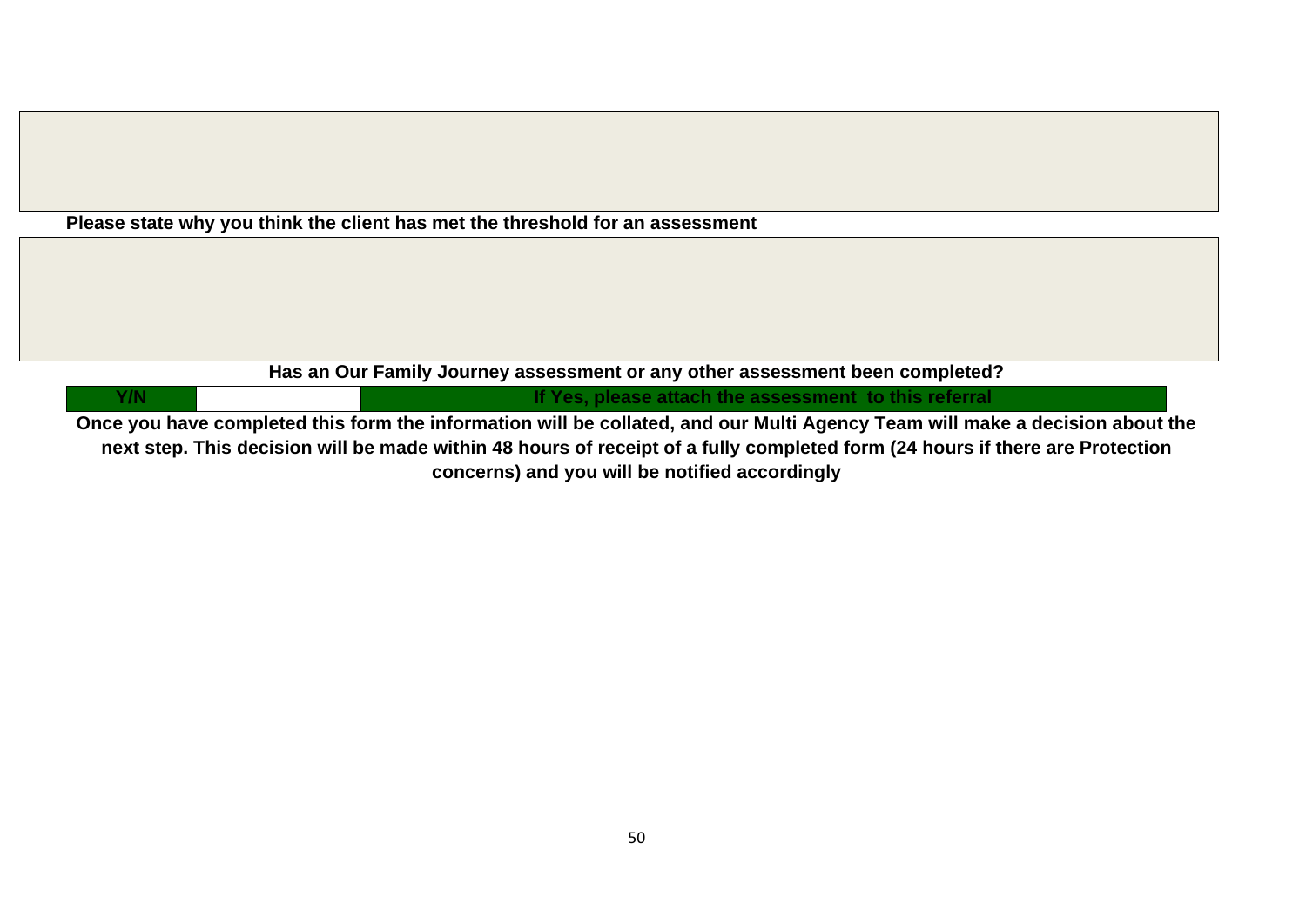**Please state why you think the client has met the threshold for an assessment**

**Has an Our Family Journey assessment or any other assessment been completed?**

| Y/N | | If Yes, please attach the assessment to this referral |
|---|---|---|

**Once you have completed this form the information will be collated, and our Multi Agency Team will make a decision about the next step. This decision will be made within 48 hours of receipt of a fully completed form (24 hours if there are Protection concerns) and you will be notified accordingly**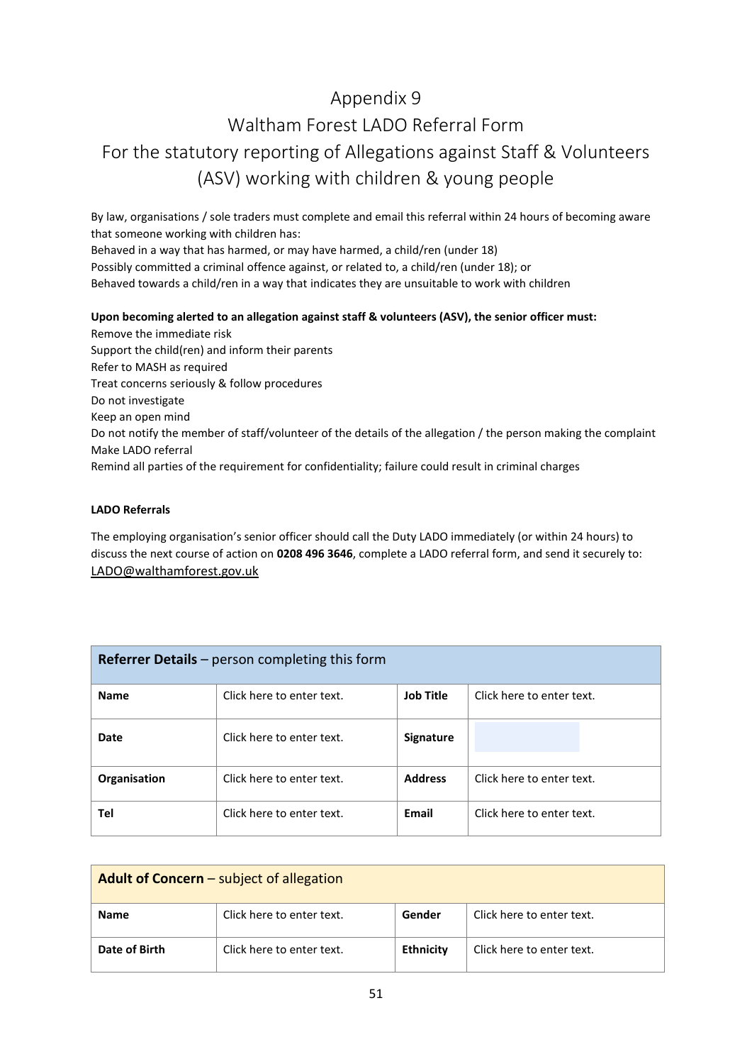# Appendix 9

# Waltham Forest LADO Referral Form

# For the statutory reporting of Allegations against Staff & Volunteers (ASV) working with children & young people

By law, organisations / sole traders must complete and email this referral within 24 hours of becoming aware that someone working with children has:
Behaved in a way that has harmed, or may have harmed, a child/ren (under 18)
Possibly committed a criminal offence against, or related to, a child/ren (under 18); or
Behaved towards a child/ren in a way that indicates they are unsuitable to work with children

**Upon becoming alerted to an allegation against staff & volunteers (ASV), the senior officer must:**
Remove the immediate risk
Support the child(ren) and inform their parents
Refer to MASH as required
Treat concerns seriously & follow procedures
Do not investigate
Keep an open mind
Do not notify the member of staff/volunteer of the details of the allegation / the person making the complaint
Make LADO referral
Remind all parties of the requirement for confidentiality; failure could result in criminal charges

**LADO Referrals**

The employing organisation's senior officer should call the Duty LADO immediately (or within 24 hours) to discuss the next course of action on **0208 496 3646**, complete a LADO referral form, and send it securely to: LADO@walthamforest.gov.uk

| **Referrer Details** – person completing this form | | | |
|---|---|---|---|
| **Name** | Click here to enter text. | **Job Title** | Click here to enter text. |
| **Date** | Click here to enter text. | **Signature** | |
| **Organisation** | Click here to enter text. | **Address** | Click here to enter text. |
| **Tel** | Click here to enter text. | **Email** | Click here to enter text. |

| **Adult of Concern** – subject of allegation | | | |
|---|---|---|---|
| **Name** | Click here to enter text. | **Gender** | Click here to enter text. |
| **Date of Birth** | Click here to enter text. | **Ethnicity** | Click here to enter text. |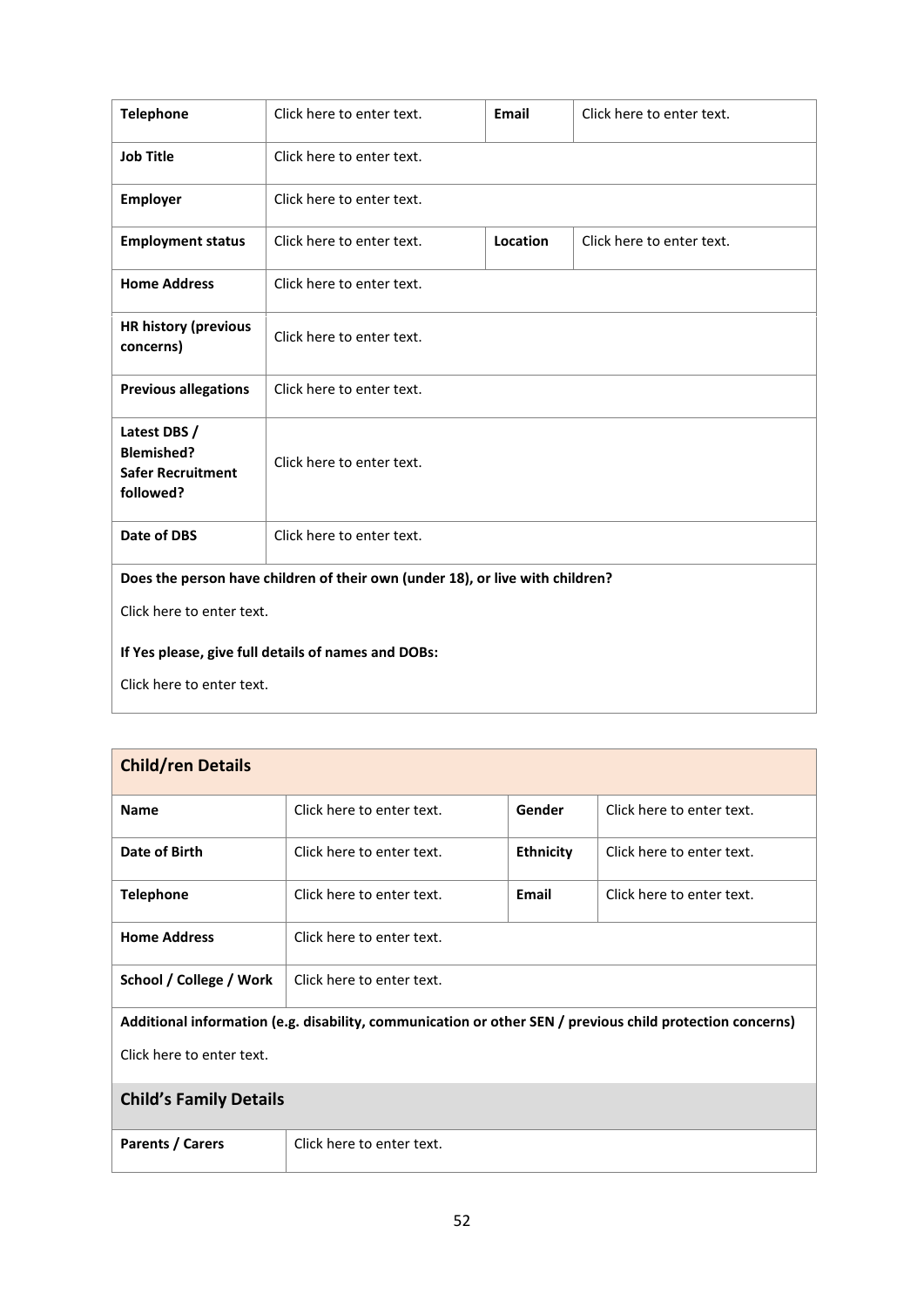| Telephone | Click here to enter text. | Email | Click here to enter text. |
|---|---|---|---|
| Job Title | Click here to enter text. | | |
| Employer | Click here to enter text. | | |
| Employment status | Click here to enter text. | Location | Click here to enter text. |
| Home Address | Click here to enter text. | | |
| HR history (previous concerns) | Click here to enter text. | | |
| Previous allegations | Click here to enter text. | | |
| Latest DBS / Blemished? Safer Recruitment followed? | Click here to enter text. | | |
| Date of DBS | Click here to enter text. | | |

**Does the person have children of their own (under 18), or live with children?**

Click here to enter text.

**If Yes please, give full details of names and DOBs:**

Click here to enter text.

## Child/ren Details

| Name | Click here to enter text. | Gender | Click here to enter text. |
|---|---|---|---|
| Date of Birth | Click here to enter text. | Ethnicity | Click here to enter text. |
| Telephone | Click here to enter text. | Email | Click here to enter text. |
| Home Address | Click here to enter text. | | |
| School / College / Work | Click here to enter text. | | |

**Additional information (e.g. disability, communication or other SEN / previous child protection concerns)**

Click here to enter text.

## Child's Family Details

| Parents / Carers | Click here to enter text. |
|---|---|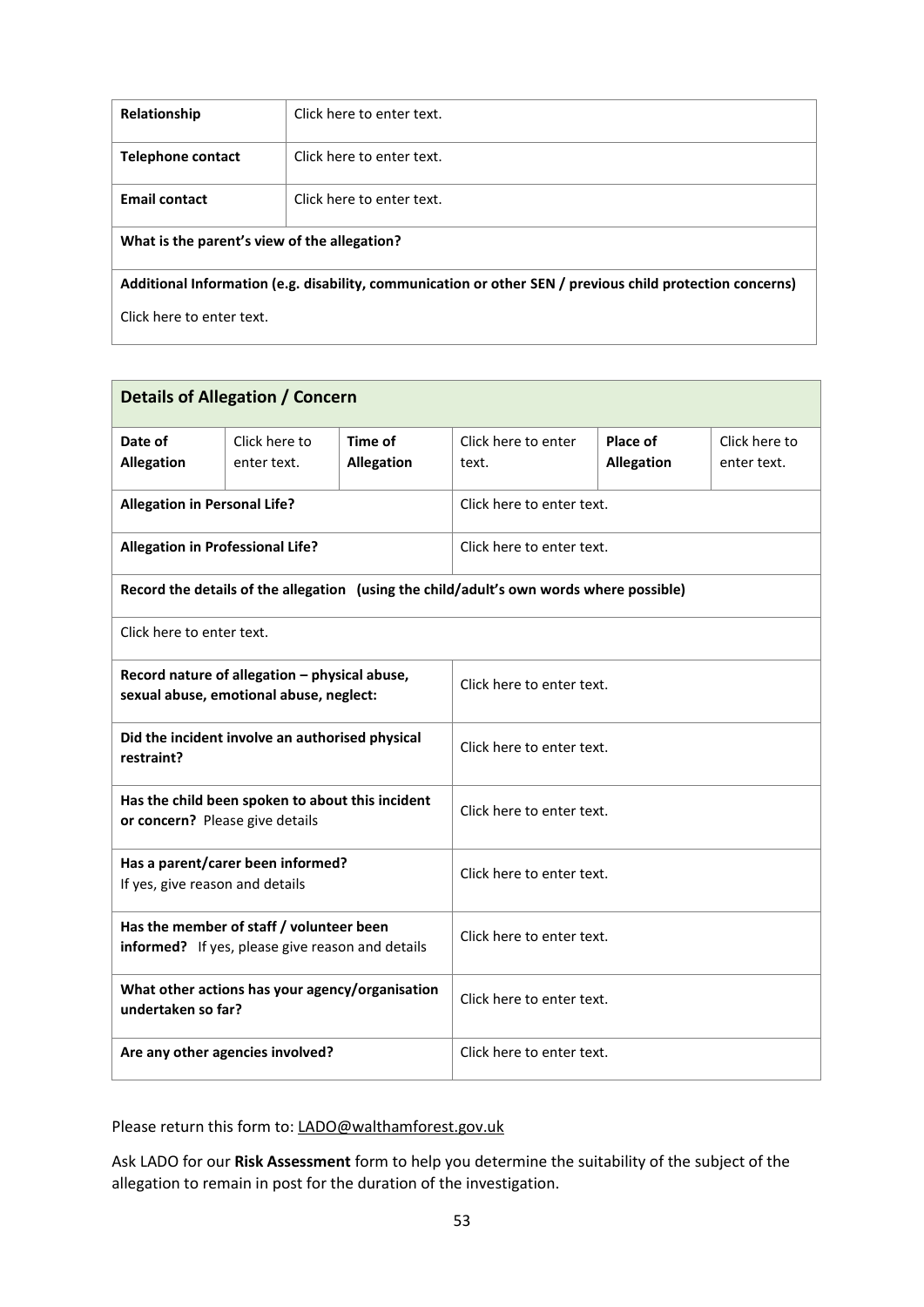| | |
|---|---|
| **Relationship** | Click here to enter text. |
| **Telephone contact** | Click here to enter text. |
| **Email contact** | Click here to enter text. |
| **What is the parent's view of the allegation?** | |
| **Additional Information (e.g. disability, communication or other SEN / previous child protection concerns)** Click here to enter text. | |

| **Details of Allegation / Concern** | | | | | |
|---|---|---|---|---|---|
| **Date of Allegation** | Click here to enter text. | **Time of Allegation** | Click here to enter text. | **Place of Allegation** | Click here to enter text. |
| **Allegation in Personal Life?** | | | Click here to enter text. | | |
| **Allegation in Professional Life?** | | | Click here to enter text. | | |
| **Record the details of the allegation (using the child/adult's own words where possible)** | | | | | |
| Click here to enter text. | | | | | |
| **Record nature of allegation – physical abuse, sexual abuse, emotional abuse, neglect:** | | | Click here to enter text. | | |
| **Did the incident involve an authorised physical restraint?** | | | Click here to enter text. | | |
| **Has the child been spoken to about this incident or concern?** Please give details | | | Click here to enter text. | | |
| **Has a parent/carer been informed?** If yes, give reason and details | | | Click here to enter text. | | |
| **Has the member of staff / volunteer been informed?** If yes, please give reason and details | | | Click here to enter text. | | |
| **What other actions has your agency/organisation undertaken so far?** | | | Click here to enter text. | | |
| **Are any other agencies involved?** | | | Click here to enter text. | | |

Please return this form to: LADO@walthamforest.gov.uk

Ask LADO for our **Risk Assessment** form to help you determine the suitability of the subject of the allegation to remain in post for the duration of the investigation.